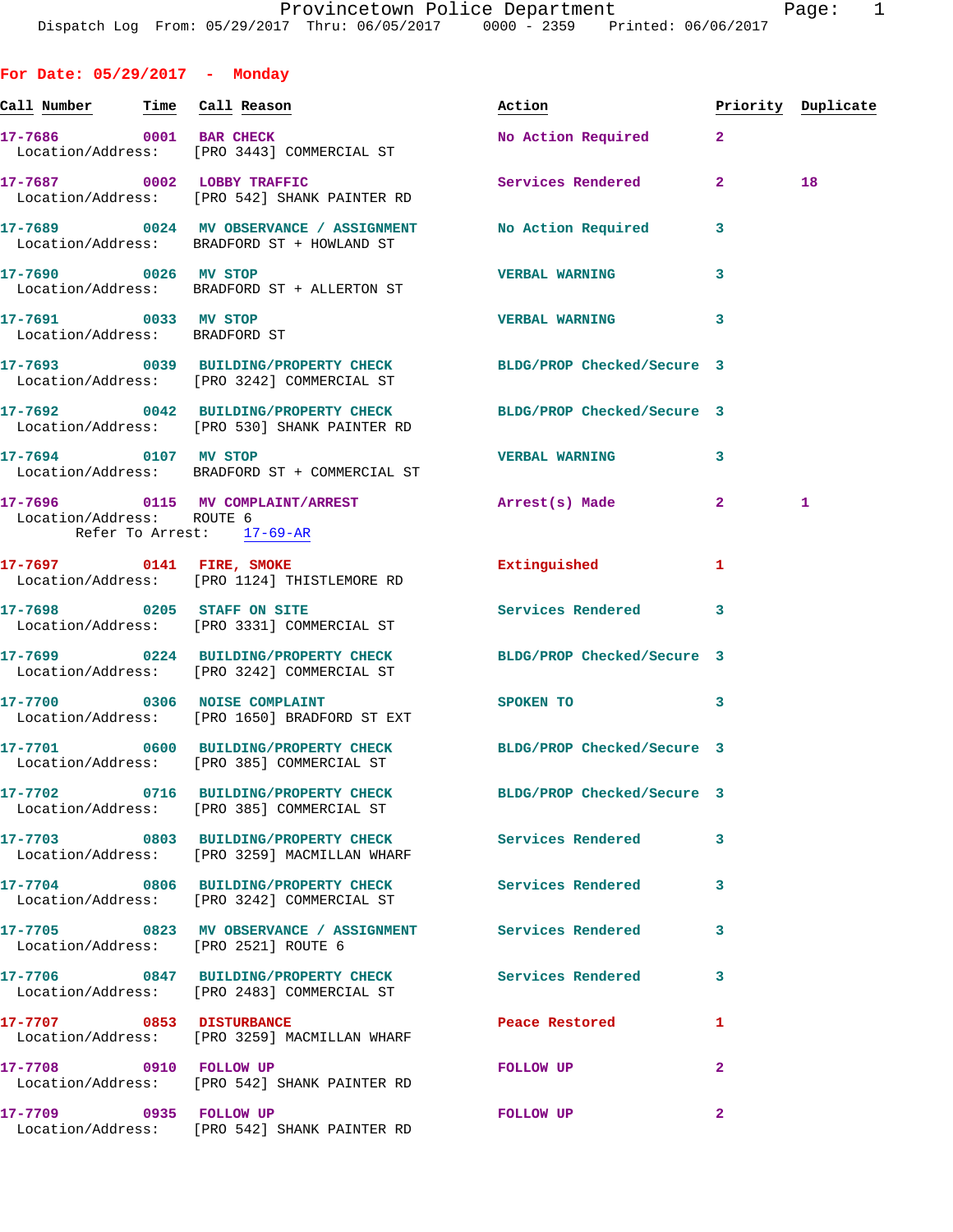## For Date: 05/29/2017 - Monday

| Call Number | Time | Call Reason | Action | Priority | Duplicate |
|---|---|---|---|---|---|
| 17-7686 | 0001 | BAR CHECK<br>Location/Address: [PRO 3443] COMMERCIAL ST | No Action Required | 2 | |
| 17-7687 | 0002 | LOBBY TRAFFIC<br>Location/Address: [PRO 542] SHANK PAINTER RD | Services Rendered | 2 | 18 |
| 17-7689 | 0024 | MV OBSERVANCE / ASSIGNMENT<br>Location/Address: BRADFORD ST + HOWLAND ST | No Action Required | 3 | |
| 17-7690 | 0026 | MV STOP<br>Location/Address: BRADFORD ST + ALLERTON ST | VERBAL WARNING | 3 | |
| 17-7691 | 0033 | MV STOP<br>Location/Address: BRADFORD ST | VERBAL WARNING | 3 | |
| 17-7693 | 0039 | BUILDING/PROPERTY CHECK<br>Location/Address: [PRO 3242] COMMERCIAL ST | BLDG/PROP Checked/Secure | 3 | |
| 17-7692 | 0042 | BUILDING/PROPERTY CHECK<br>Location/Address: [PRO 530] SHANK PAINTER RD | BLDG/PROP Checked/Secure | 3 | |
| 17-7694 | 0107 | MV STOP<br>Location/Address: BRADFORD ST + COMMERCIAL ST | VERBAL WARNING | 3 | |
| 17-7696 | 0115 | MV COMPLAINT/ARREST<br>Location/Address: ROUTE 6<br>Refer To Arrest: 17-69-AR | Arrest(s) Made | 2 | 1 |
| 17-7697 | 0141 | FIRE, SMOKE<br>Location/Address: [PRO 1124] THISTLEMORE RD | Extinguished | 1 | |
| 17-7698 | 0205 | STAFF ON SITE<br>Location/Address: [PRO 3331] COMMERCIAL ST | Services Rendered | 3 | |
| 17-7699 | 0224 | BUILDING/PROPERTY CHECK<br>Location/Address: [PRO 3242] COMMERCIAL ST | BLDG/PROP Checked/Secure | 3 | |
| 17-7700 | 0306 | NOISE COMPLAINT<br>Location/Address: [PRO 1650] BRADFORD ST EXT | SPOKEN TO | 3 | |
| 17-7701 | 0600 | BUILDING/PROPERTY CHECK<br>Location/Address: [PRO 385] COMMERCIAL ST | BLDG/PROP Checked/Secure | 3 | |
| 17-7702 | 0716 | BUILDING/PROPERTY CHECK<br>Location/Address: [PRO 385] COMMERCIAL ST | BLDG/PROP Checked/Secure | 3 | |
| 17-7703 | 0803 | BUILDING/PROPERTY CHECK<br>Location/Address: [PRO 3259] MACMILLAN WHARF | Services Rendered | 3 | |
| 17-7704 | 0806 | BUILDING/PROPERTY CHECK<br>Location/Address: [PRO 3242] COMMERCIAL ST | Services Rendered | 3 | |
| 17-7705 | 0823 | MV OBSERVANCE / ASSIGNMENT<br>Location/Address: [PRO 2521] ROUTE 6 | Services Rendered | 3 | |
| 17-7706 | 0847 | BUILDING/PROPERTY CHECK<br>Location/Address: [PRO 2483] COMMERCIAL ST | Services Rendered | 3 | |
| 17-7707 | 0853 | DISTURBANCE<br>Location/Address: [PRO 3259] MACMILLAN WHARF | Peace Restored | 1 | |
| 17-7708 | 0910 | FOLLOW UP<br>Location/Address: [PRO 542] SHANK PAINTER RD | FOLLOW UP | 2 | |
| 17-7709 | 0935 | FOLLOW UP<br>Location/Address: [PRO 542] SHANK PAINTER RD | FOLLOW UP | 2 | |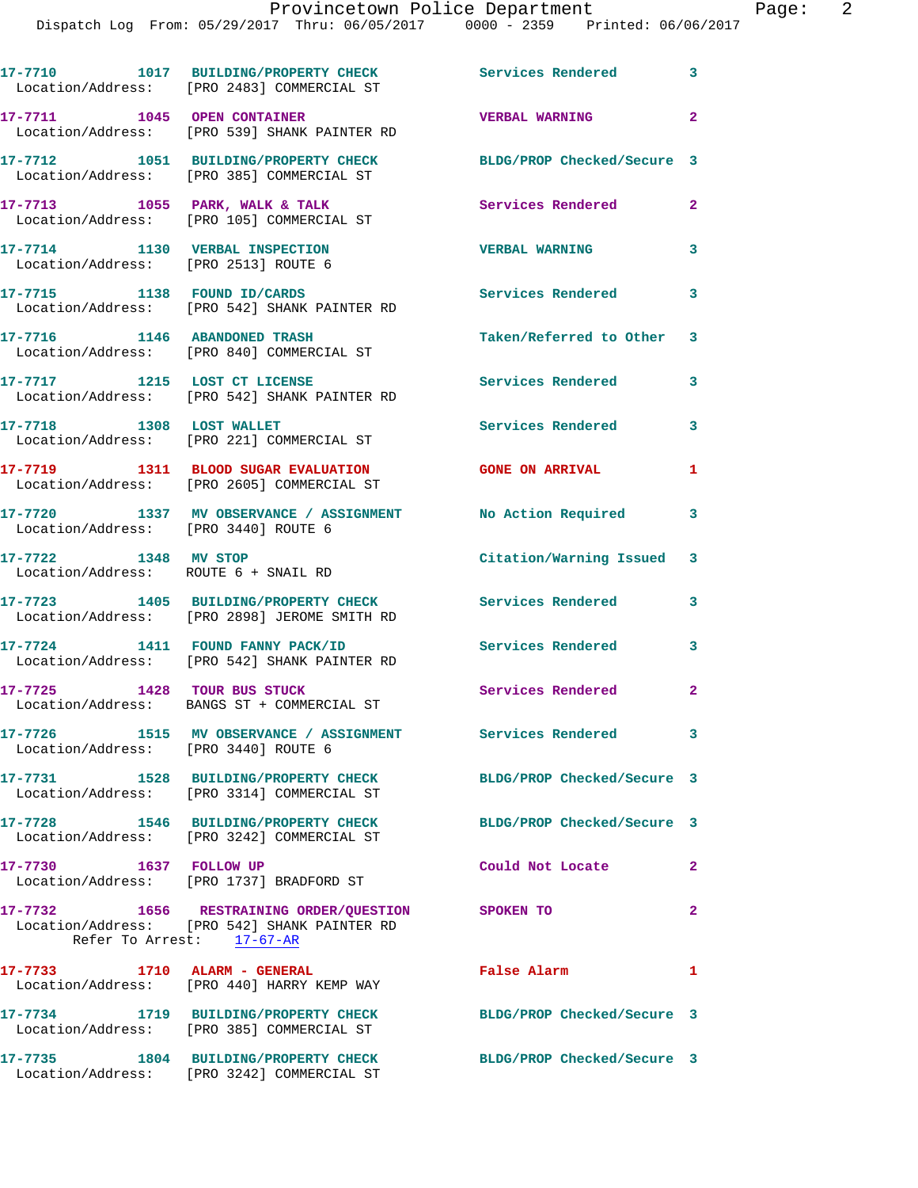17-7710 1017 **BUILDING/PROPERTY CHECK** Services Rendered 3
Location/Address: [PRO 2483] COMMERCIAL ST

17-7711 1045 **OPEN CONTAINER** VERBAL WARNING 2
Location/Address: [PRO 539] SHANK PAINTER RD

17-7712 1051 **BUILDING/PROPERTY CHECK** BLDG/PROP Checked/Secure 3
Location/Address: [PRO 385] COMMERCIAL ST

17-7713 1055 **PARK, WALK & TALK** Services Rendered 2
Location/Address: [PRO 105] COMMERCIAL ST

17-7714 1130 **VERBAL INSPECTION** VERBAL WARNING 3
Location/Address: [PRO 2513] ROUTE 6

17-7715 1138 **FOUND ID/CARDS** Services Rendered 3
Location/Address: [PRO 542] SHANK PAINTER RD

17-7716 1146 **ABANDONED TRASH** Taken/Referred to Other 3
Location/Address: [PRO 840] COMMERCIAL ST

17-7717 1215 **LOST CT LICENSE** Services Rendered 3
Location/Address: [PRO 542] SHANK PAINTER RD

17-7718 1308 **LOST WALLET** Services Rendered 3
Location/Address: [PRO 221] COMMERCIAL ST

17-7719 1311 **BLOOD SUGAR EVALUATION** GONE ON ARRIVAL 1
Location/Address: [PRO 2605] COMMERCIAL ST

17-7720 1337 **MV OBSERVANCE / ASSIGNMENT** No Action Required 3
Location/Address: [PRO 3440] ROUTE 6

17-7722 1348 **MV STOP** Citation/Warning Issued 3
Location/Address: ROUTE 6 + SNAIL RD

17-7723 1405 **BUILDING/PROPERTY CHECK** Services Rendered 3
Location/Address: [PRO 2898] JEROME SMITH RD

17-7724 1411 **FOUND FANNY PACK/ID** Services Rendered 3
Location/Address: [PRO 542] SHANK PAINTER RD

17-7725 1428 **TOUR BUS STUCK** Services Rendered 2
Location/Address: BANGS ST + COMMERCIAL ST

17-7726 1515 **MV OBSERVANCE / ASSIGNMENT** Services Rendered 3
Location/Address: [PRO 3440] ROUTE 6

17-7731 1528 **BUILDING/PROPERTY CHECK** BLDG/PROP Checked/Secure 3
Location/Address: [PRO 3314] COMMERCIAL ST

17-7728 1546 **BUILDING/PROPERTY CHECK** BLDG/PROP Checked/Secure 3
Location/Address: [PRO 3242] COMMERCIAL ST

17-7730 1637 **FOLLOW UP** Could Not Locate 2
Location/Address: [PRO 1737] BRADFORD ST

17-7732 1656 **RESTRAINING ORDER/QUESTION** SPOKEN TO 2
Location/Address: [PRO 542] SHANK PAINTER RD
Refer To Arrest: 17-67-AR

17-7733 1710 **ALARM - GENERAL** False Alarm 1
Location/Address: [PRO 440] HARRY KEMP WAY

17-7734 1719 **BUILDING/PROPERTY CHECK** BLDG/PROP Checked/Secure 3
Location/Address: [PRO 385] COMMERCIAL ST

17-7735 1804 **BUILDING/PROPERTY CHECK** BLDG/PROP Checked/Secure 3
Location/Address: [PRO 3242] COMMERCIAL ST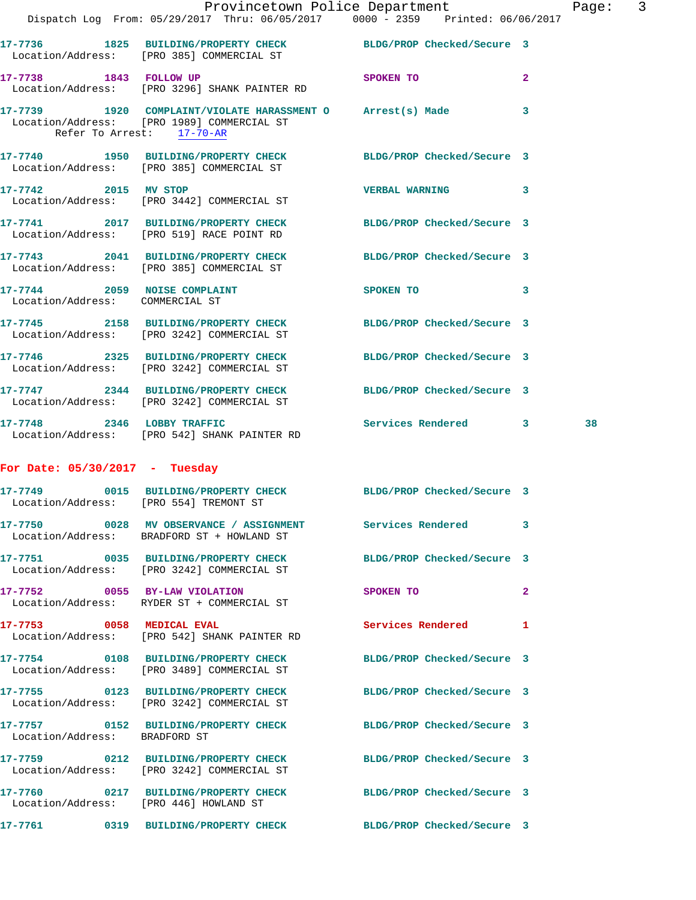**17-7736 1825 BUILDING/PROPERTY CHECK** BLDG/PROP Checked/Secure 3
Location/Address: [PRO 385] COMMERCIAL ST

**17-7738 1843 FOLLOW UP** SPOKEN TO 2
Location/Address: [PRO 3296] SHANK PAINTER RD

**17-7739 1920 COMPLAINT/VIOLATE HARASSMENT O** Arrest(s) Made 3
Location/Address: [PRO 1989] COMMERCIAL ST
Refer To Arrest: 17-70-AR

**17-7740 1950 BUILDING/PROPERTY CHECK** BLDG/PROP Checked/Secure 3
Location/Address: [PRO 385] COMMERCIAL ST

**17-7742 2015 MV STOP** VERBAL WARNING 3
Location/Address: [PRO 3442] COMMERCIAL ST

**17-7741 2017 BUILDING/PROPERTY CHECK** BLDG/PROP Checked/Secure 3
Location/Address: [PRO 519] RACE POINT RD

**17-7743 2041 BUILDING/PROPERTY CHECK** BLDG/PROP Checked/Secure 3
Location/Address: [PRO 385] COMMERCIAL ST

**17-7744 2059 NOISE COMPLAINT** SPOKEN TO 3
Location/Address: COMMERCIAL ST

**17-7745 2158 BUILDING/PROPERTY CHECK** BLDG/PROP Checked/Secure 3
Location/Address: [PRO 3242] COMMERCIAL ST

**17-7746 2325 BUILDING/PROPERTY CHECK** BLDG/PROP Checked/Secure 3
Location/Address: [PRO 3242] COMMERCIAL ST

**17-7747 2344 BUILDING/PROPERTY CHECK** BLDG/PROP Checked/Secure 3
Location/Address: [PRO 3242] COMMERCIAL ST

**17-7748 2346 LOBBY TRAFFIC** Services Rendered 3 38
Location/Address: [PRO 542] SHANK PAINTER RD

## For Date: 05/30/2017 - Tuesday

**17-7749 0015 BUILDING/PROPERTY CHECK** BLDG/PROP Checked/Secure 3
Location/Address: [PRO 554] TREMONT ST

**17-7750 0028 MV OBSERVANCE / ASSIGNMENT** Services Rendered 3
Location/Address: BRADFORD ST + HOWLAND ST

**17-7751 0035 BUILDING/PROPERTY CHECK** BLDG/PROP Checked/Secure 3
Location/Address: [PRO 3242] COMMERCIAL ST

**17-7752 0055 BY-LAW VIOLATION** SPOKEN TO 2
Location/Address: RYDER ST + COMMERCIAL ST

**17-7753 0058 MEDICAL EVAL** Services Rendered 1
Location/Address: [PRO 542] SHANK PAINTER RD

**17-7754 0108 BUILDING/PROPERTY CHECK** BLDG/PROP Checked/Secure 3
Location/Address: [PRO 3489] COMMERCIAL ST

**17-7755 0123 BUILDING/PROPERTY CHECK** BLDG/PROP Checked/Secure 3
Location/Address: [PRO 3242] COMMERCIAL ST

**17-7757 0152 BUILDING/PROPERTY CHECK** BLDG/PROP Checked/Secure 3
Location/Address: BRADFORD ST

**17-7759 0212 BUILDING/PROPERTY CHECK** BLDG/PROP Checked/Secure 3
Location/Address: [PRO 3242] COMMERCIAL ST

**17-7760 0217 BUILDING/PROPERTY CHECK** BLDG/PROP Checked/Secure 3
Location/Address: [PRO 446] HOWLAND ST

**17-7761 0319 BUILDING/PROPERTY CHECK** BLDG/PROP Checked/Secure 3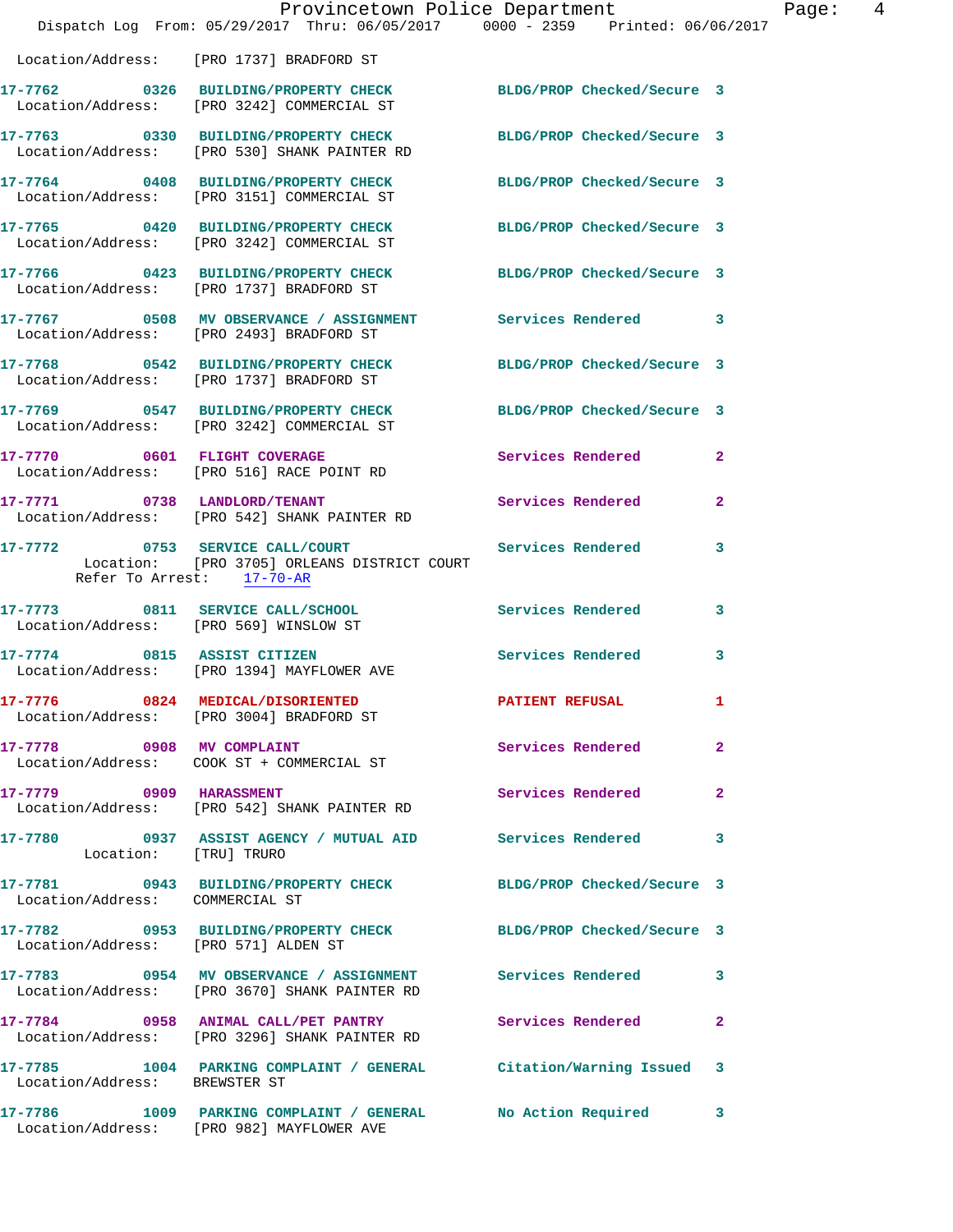Location/Address: [PRO 1737] BRADFORD ST

17-7762 0326 BUILDING/PROPERTY CHECK BLDG/PROP Checked/Secure 3
Location/Address: [PRO 3242] COMMERCIAL ST

17-7763 0330 BUILDING/PROPERTY CHECK BLDG/PROP Checked/Secure 3
Location/Address: [PRO 530] SHANK PAINTER RD

17-7764 0408 BUILDING/PROPERTY CHECK BLDG/PROP Checked/Secure 3
Location/Address: [PRO 3151] COMMERCIAL ST

17-7765 0420 BUILDING/PROPERTY CHECK BLDG/PROP Checked/Secure 3
Location/Address: [PRO 3242] COMMERCIAL ST

17-7766 0423 BUILDING/PROPERTY CHECK BLDG/PROP Checked/Secure 3
Location/Address: [PRO 1737] BRADFORD ST

17-7767 0508 MV OBSERVANCE / ASSIGNMENT Services Rendered 3
Location/Address: [PRO 2493] BRADFORD ST

17-7768 0542 BUILDING/PROPERTY CHECK BLDG/PROP Checked/Secure 3
Location/Address: [PRO 1737] BRADFORD ST

17-7769 0547 BUILDING/PROPERTY CHECK BLDG/PROP Checked/Secure 3
Location/Address: [PRO 3242] COMMERCIAL ST

17-7770 0601 FLIGHT COVERAGE Services Rendered 2
Location/Address: [PRO 516] RACE POINT RD

17-7771 0738 LANDLORD/TENANT Services Rendered 2
Location/Address: [PRO 542] SHANK PAINTER RD

17-7772 0753 SERVICE CALL/COURT Services Rendered 3
Location: [PRO 3705] ORLEANS DISTRICT COURT
Refer To Arrest: 17-70-AR

17-7773 0811 SERVICE CALL/SCHOOL Services Rendered 3
Location/Address: [PRO 569] WINSLOW ST

17-7774 0815 ASSIST CITIZEN Services Rendered 3
Location/Address: [PRO 1394] MAYFLOWER AVE

17-7776 0824 MEDICAL/DISORIENTED PATIENT REFUSAL 1
Location/Address: [PRO 3004] BRADFORD ST

17-7778 0908 MV COMPLAINT Services Rendered 2
Location/Address: COOK ST + COMMERCIAL ST

17-7779 0909 HARASSMENT Services Rendered 2
Location/Address: [PRO 542] SHANK PAINTER RD

17-7780 0937 ASSIST AGENCY / MUTUAL AID Services Rendered 3
Location: [TRU] TRURO

17-7781 0943 BUILDING/PROPERTY CHECK BLDG/PROP Checked/Secure 3
Location/Address: COMMERCIAL ST

17-7782 0953 BUILDING/PROPERTY CHECK BLDG/PROP Checked/Secure 3
Location/Address: [PRO 571] ALDEN ST

17-7783 0954 MV OBSERVANCE / ASSIGNMENT Services Rendered 3
Location/Address: [PRO 3670] SHANK PAINTER RD

17-7784 0958 ANIMAL CALL/PET PANTRY Services Rendered 2
Location/Address: [PRO 3296] SHANK PAINTER RD

17-7785 1004 PARKING COMPLAINT / GENERAL Citation/Warning Issued 3
Location/Address: BREWSTER ST

17-7786 1009 PARKING COMPLAINT / GENERAL No Action Required 3
Location/Address: [PRO 982] MAYFLOWER AVE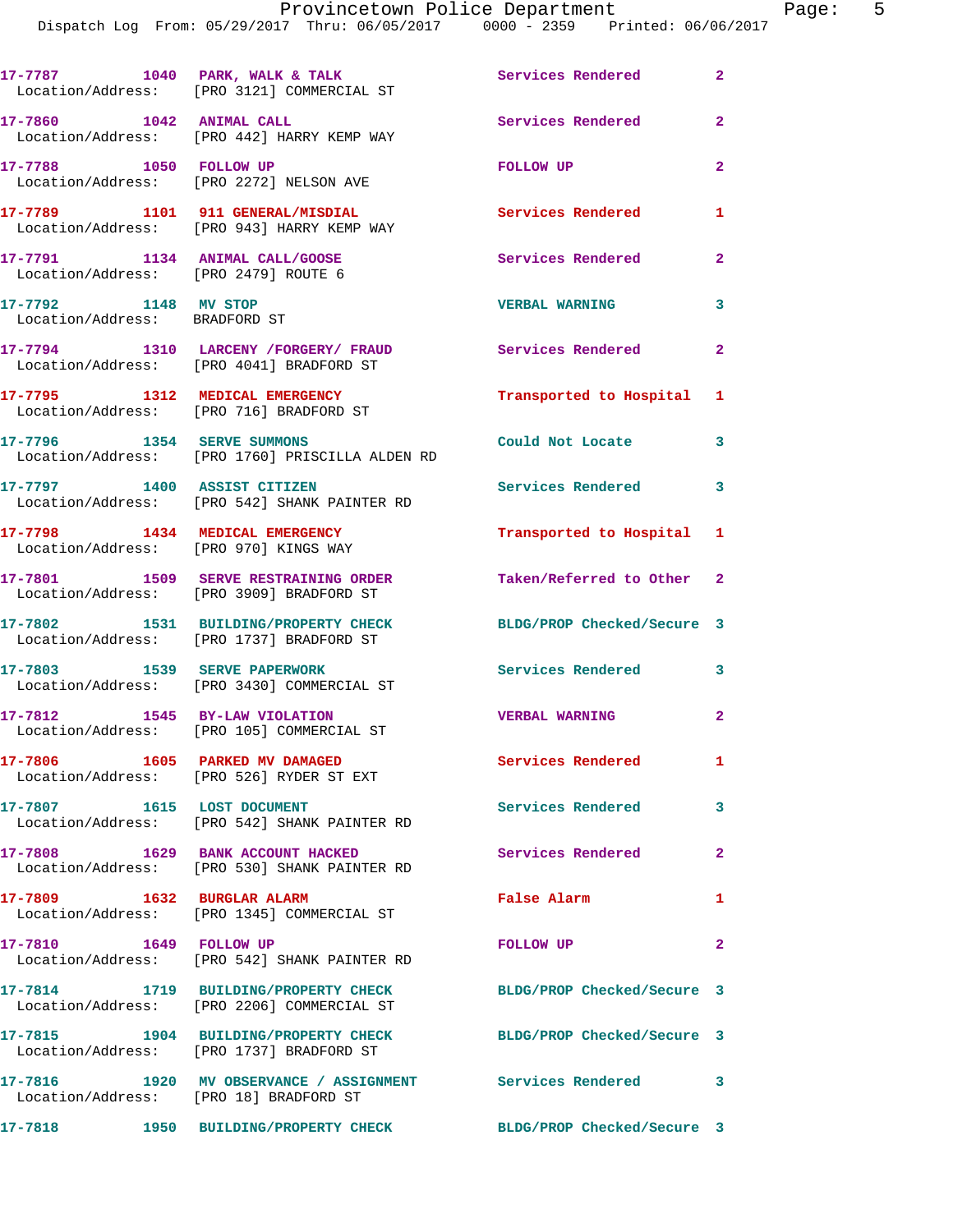17-7787 1040 PARK, WALK & TALK Services Rendered 2
Location/Address: [PRO 3121] COMMERCIAL ST

17-7860 1042 ANIMAL CALL Services Rendered 2
Location/Address: [PRO 442] HARRY KEMP WAY

17-7788 1050 FOLLOW UP FOLLOW UP 2
Location/Address: [PRO 2272] NELSON AVE

17-7789 1101 911 GENERAL/MISDIAL Services Rendered 1
Location/Address: [PRO 943] HARRY KEMP WAY

17-7791 1134 ANIMAL CALL/GOOSE Services Rendered 2
Location/Address: [PRO 2479] ROUTE 6

17-7792 1148 MV STOP VERBAL WARNING 3
Location/Address: BRADFORD ST

17-7794 1310 LARCENY /FORGERY/ FRAUD Services Rendered 2
Location/Address: [PRO 4041] BRADFORD ST

17-7795 1312 MEDICAL EMERGENCY Transported to Hospital 1
Location/Address: [PRO 716] BRADFORD ST

17-7796 1354 SERVE SUMMONS Could Not Locate 3
Location/Address: [PRO 1760] PRISCILLA ALDEN RD

17-7797 1400 ASSIST CITIZEN Services Rendered 3
Location/Address: [PRO 542] SHANK PAINTER RD

17-7798 1434 MEDICAL EMERGENCY Transported to Hospital 1
Location/Address: [PRO 970] KINGS WAY

17-7801 1509 SERVE RESTRAINING ORDER Taken/Referred to Other 2
Location/Address: [PRO 3909] BRADFORD ST

17-7802 1531 BUILDING/PROPERTY CHECK BLDG/PROP Checked/Secure 3
Location/Address: [PRO 1737] BRADFORD ST

17-7803 1539 SERVE PAPERWORK Services Rendered 3
Location/Address: [PRO 3430] COMMERCIAL ST

17-7812 1545 BY-LAW VIOLATION VERBAL WARNING 2
Location/Address: [PRO 105] COMMERCIAL ST

17-7806 1605 PARKED MV DAMAGED Services Rendered 1
Location/Address: [PRO 526] RYDER ST EXT

17-7807 1615 LOST DOCUMENT Services Rendered 3
Location/Address: [PRO 542] SHANK PAINTER RD

17-7808 1629 BANK ACCOUNT HACKED Services Rendered 2
Location/Address: [PRO 530] SHANK PAINTER RD

17-7809 1632 BURGLAR ALARM False Alarm 1
Location/Address: [PRO 1345] COMMERCIAL ST

17-7810 1649 FOLLOW UP FOLLOW UP 2
Location/Address: [PRO 542] SHANK PAINTER RD

17-7814 1719 BUILDING/PROPERTY CHECK BLDG/PROP Checked/Secure 3
Location/Address: [PRO 2206] COMMERCIAL ST

17-7815 1904 BUILDING/PROPERTY CHECK BLDG/PROP Checked/Secure 3
Location/Address: [PRO 1737] BRADFORD ST

17-7816 1920 MV OBSERVANCE / ASSIGNMENT Services Rendered 3
Location/Address: [PRO 18] BRADFORD ST

17-7818 1950 BUILDING/PROPERTY CHECK BLDG/PROP Checked/Secure 3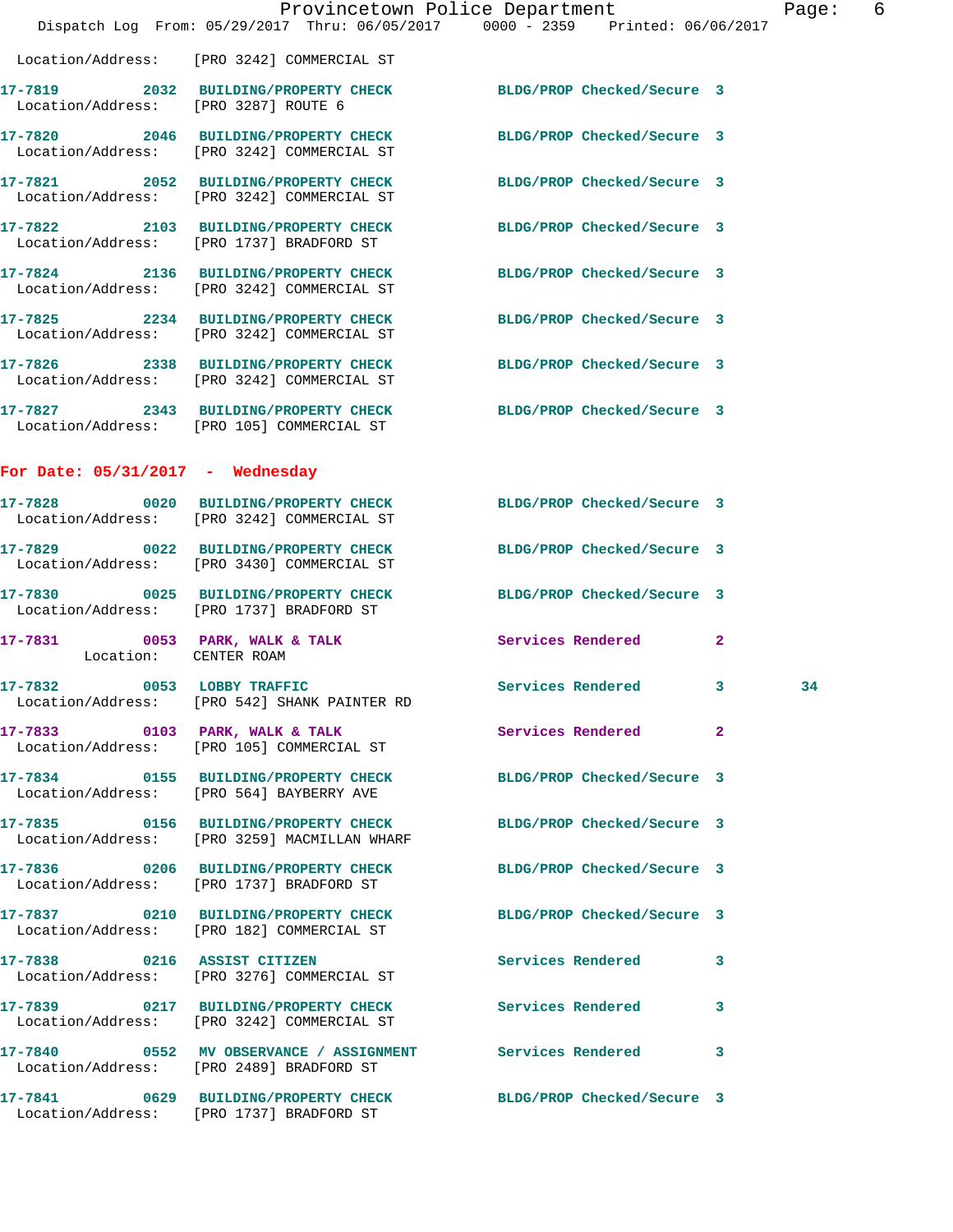Location/Address: [PRO 3242] COMMERCIAL ST

17-7819 2032 BUILDING/PROPERTY CHECK BLDG/PROP Checked/Secure 3
Location/Address: [PRO 3287] ROUTE 6

17-7820 2046 BUILDING/PROPERTY CHECK BLDG/PROP Checked/Secure 3
Location/Address: [PRO 3242] COMMERCIAL ST

17-7821 2052 BUILDING/PROPERTY CHECK BLDG/PROP Checked/Secure 3
Location/Address: [PRO 3242] COMMERCIAL ST

17-7822 2103 BUILDING/PROPERTY CHECK BLDG/PROP Checked/Secure 3
Location/Address: [PRO 1737] BRADFORD ST

17-7824 2136 BUILDING/PROPERTY CHECK BLDG/PROP Checked/Secure 3
Location/Address: [PRO 3242] COMMERCIAL ST

17-7825 2234 BUILDING/PROPERTY CHECK BLDG/PROP Checked/Secure 3
Location/Address: [PRO 3242] COMMERCIAL ST

17-7826 2338 BUILDING/PROPERTY CHECK BLDG/PROP Checked/Secure 3
Location/Address: [PRO 3242] COMMERCIAL ST

17-7827 2343 BUILDING/PROPERTY CHECK BLDG/PROP Checked/Secure 3
Location/Address: [PRO 105] COMMERCIAL ST

**For Date: 05/31/2017 - Wednesday**

17-7828 0020 BUILDING/PROPERTY CHECK BLDG/PROP Checked/Secure 3
Location/Address: [PRO 3242] COMMERCIAL ST

17-7829 0022 BUILDING/PROPERTY CHECK BLDG/PROP Checked/Secure 3
Location/Address: [PRO 3430] COMMERCIAL ST

17-7830 0025 BUILDING/PROPERTY CHECK BLDG/PROP Checked/Secure 3
Location/Address: [PRO 1737] BRADFORD ST

17-7831 0053 PARK, WALK & TALK Services Rendered 2
Location: CENTER ROAM

17-7832 0053 LOBBY TRAFFIC Services Rendered 3 34
Location/Address: [PRO 542] SHANK PAINTER RD

17-7833 0103 PARK, WALK & TALK Services Rendered 2
Location/Address: [PRO 105] COMMERCIAL ST

17-7834 0155 BUILDING/PROPERTY CHECK BLDG/PROP Checked/Secure 3
Location/Address: [PRO 564] BAYBERRY AVE

17-7835 0156 BUILDING/PROPERTY CHECK BLDG/PROP Checked/Secure 3
Location/Address: [PRO 3259] MACMILLAN WHARF

17-7836 0206 BUILDING/PROPERTY CHECK BLDG/PROP Checked/Secure 3
Location/Address: [PRO 1737] BRADFORD ST

17-7837 0210 BUILDING/PROPERTY CHECK BLDG/PROP Checked/Secure 3
Location/Address: [PRO 182] COMMERCIAL ST

17-7838 0216 ASSIST CITIZEN Services Rendered 3
Location/Address: [PRO 3276] COMMERCIAL ST

17-7839 0217 BUILDING/PROPERTY CHECK Services Rendered 3
Location/Address: [PRO 3242] COMMERCIAL ST

17-7840 0552 MV OBSERVANCE / ASSIGNMENT Services Rendered 3
Location/Address: [PRO 2489] BRADFORD ST

17-7841 0629 BUILDING/PROPERTY CHECK BLDG/PROP Checked/Secure 3
Location/Address: [PRO 1737] BRADFORD ST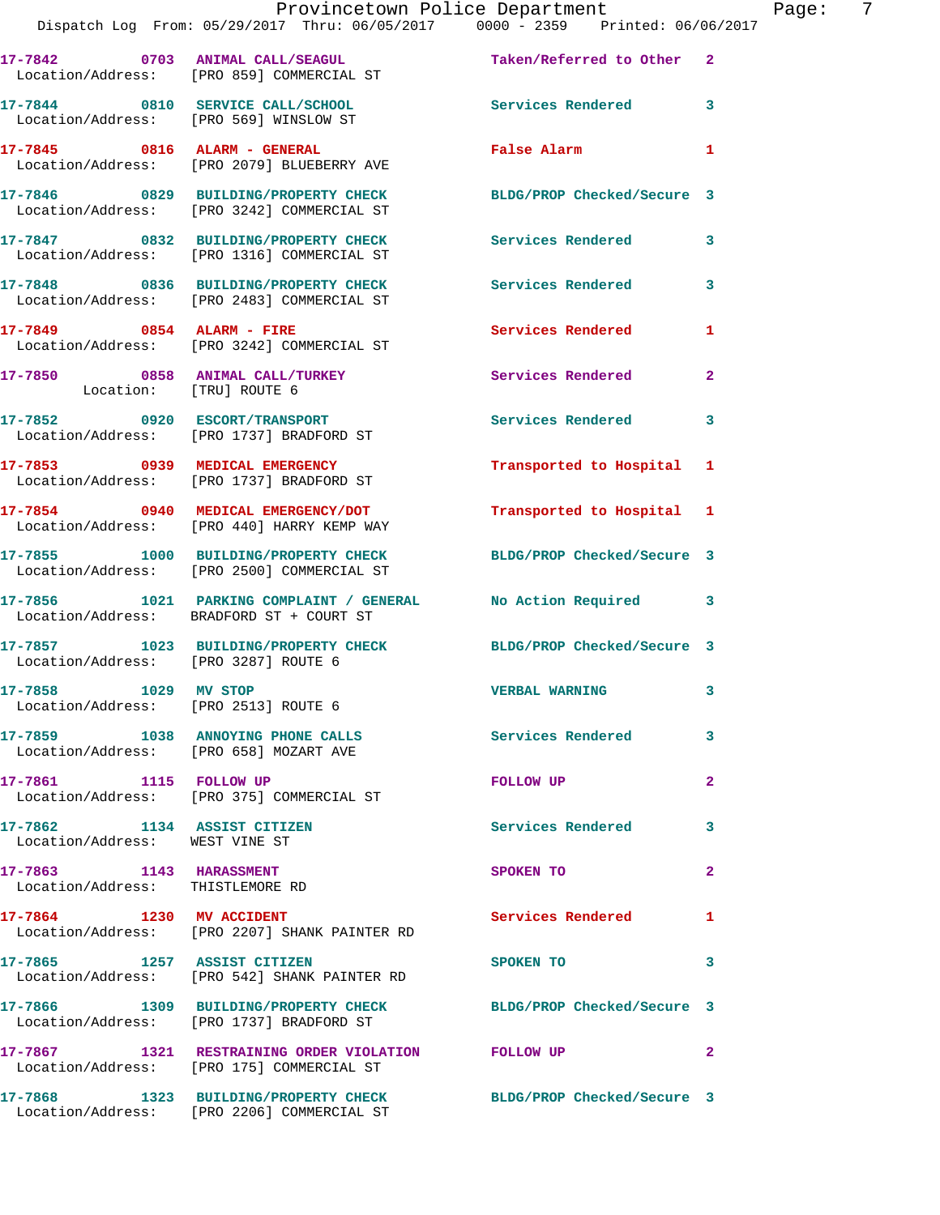17-7842 0703 ANIMAL CALL/SEAGUL Taken/Referred to Other 2
Location/Address: [PRO 859] COMMERCIAL ST

17-7844 0810 SERVICE CALL/SCHOOL Services Rendered 3
Location/Address: [PRO 569] WINSLOW ST

17-7845 0816 ALARM - GENERAL False Alarm 1
Location/Address: [PRO 2079] BLUEBERRY AVE

17-7846 0829 BUILDING/PROPERTY CHECK BLDG/PROP Checked/Secure 3
Location/Address: [PRO 3242] COMMERCIAL ST

17-7847 0832 BUILDING/PROPERTY CHECK Services Rendered 3
Location/Address: [PRO 1316] COMMERCIAL ST

17-7848 0836 BUILDING/PROPERTY CHECK Services Rendered 3
Location/Address: [PRO 2483] COMMERCIAL ST

17-7849 0854 ALARM - FIRE Services Rendered 1
Location/Address: [PRO 3242] COMMERCIAL ST

17-7850 0858 ANIMAL CALL/TURKEY Services Rendered 2
Location: [TRU] ROUTE 6

17-7852 0920 ESCORT/TRANSPORT Services Rendered 3
Location/Address: [PRO 1737] BRADFORD ST

17-7853 0939 MEDICAL EMERGENCY Transported to Hospital 1
Location/Address: [PRO 1737] BRADFORD ST

17-7854 0940 MEDICAL EMERGENCY/DOT Transported to Hospital 1
Location/Address: [PRO 440] HARRY KEMP WAY

17-7855 1000 BUILDING/PROPERTY CHECK BLDG/PROP Checked/Secure 3
Location/Address: [PRO 2500] COMMERCIAL ST

17-7856 1021 PARKING COMPLAINT / GENERAL No Action Required 3
Location/Address: BRADFORD ST + COURT ST

17-7857 1023 BUILDING/PROPERTY CHECK BLDG/PROP Checked/Secure 3
Location/Address: [PRO 3287] ROUTE 6

17-7858 1029 MV STOP VERBAL WARNING 3
Location/Address: [PRO 2513] ROUTE 6

17-7859 1038 ANNOYING PHONE CALLS Services Rendered 3
Location/Address: [PRO 658] MOZART AVE

17-7861 1115 FOLLOW UP FOLLOW UP 2
Location/Address: [PRO 375] COMMERCIAL ST

17-7862 1134 ASSIST CITIZEN Services Rendered 3
Location/Address: WEST VINE ST

17-7863 1143 HARASSMENT SPOKEN TO 2
Location/Address: THISTLEMORE RD

17-7864 1230 MV ACCIDENT Services Rendered 1
Location/Address: [PRO 2207] SHANK PAINTER RD

17-7865 1257 ASSIST CITIZEN SPOKEN TO 3
Location/Address: [PRO 542] SHANK PAINTER RD

17-7866 1309 BUILDING/PROPERTY CHECK BLDG/PROP Checked/Secure 3
Location/Address: [PRO 1737] BRADFORD ST

17-7867 1321 RESTRAINING ORDER VIOLATION FOLLOW UP 2
Location/Address: [PRO 175] COMMERCIAL ST

17-7868 1323 BUILDING/PROPERTY CHECK BLDG/PROP Checked/Secure 3
Location/Address: [PRO 2206] COMMERCIAL ST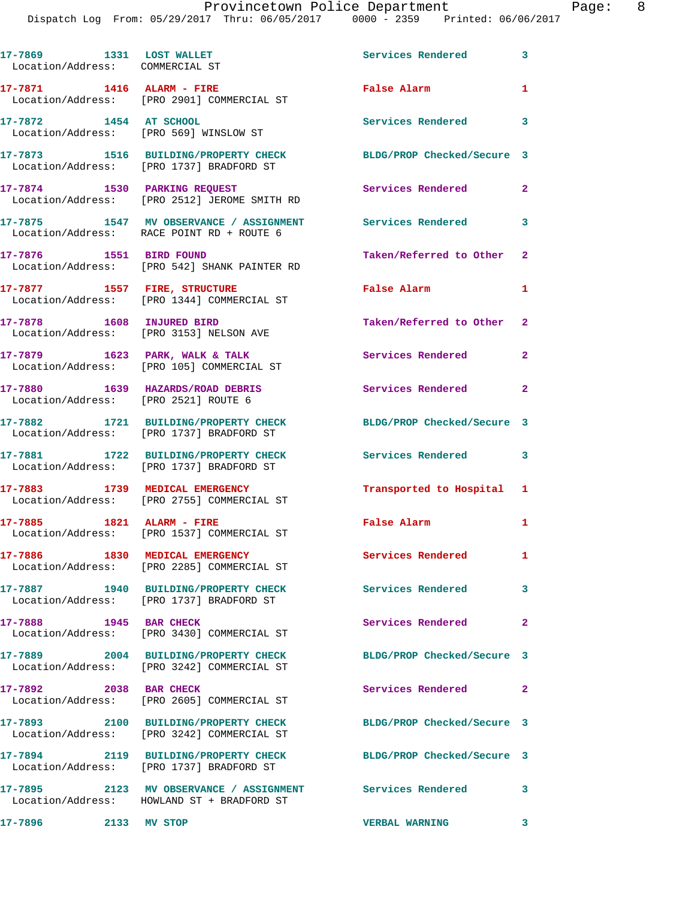17-7869 1331 LOST WALLET Services Rendered 3
Location/Address: COMMERCIAL ST

17-7871 1416 ALARM - FIRE False Alarm 1
Location/Address: [PRO 2901] COMMERCIAL ST

17-7872 1454 AT SCHOOL Services Rendered 3
Location/Address: [PRO 569] WINSLOW ST

17-7873 1516 BUILDING/PROPERTY CHECK BLDG/PROP Checked/Secure 3
Location/Address: [PRO 1737] BRADFORD ST

17-7874 1530 PARKING REQUEST Services Rendered 2
Location/Address: [PRO 2512] JEROME SMITH RD

17-7875 1547 MV OBSERVANCE / ASSIGNMENT Services Rendered 3
Location/Address: RACE POINT RD + ROUTE 6

17-7876 1551 BIRD FOUND Taken/Referred to Other 2
Location/Address: [PRO 542] SHANK PAINTER RD

17-7877 1557 FIRE, STRUCTURE False Alarm 1
Location/Address: [PRO 1344] COMMERCIAL ST

17-7878 1608 INJURED BIRD Taken/Referred to Other 2
Location/Address: [PRO 3153] NELSON AVE

17-7879 1623 PARK, WALK & TALK Services Rendered 2
Location/Address: [PRO 105] COMMERCIAL ST

17-7880 1639 HAZARDS/ROAD DEBRIS Services Rendered 2
Location/Address: [PRO 2521] ROUTE 6

17-7882 1721 BUILDING/PROPERTY CHECK BLDG/PROP Checked/Secure 3
Location/Address: [PRO 1737] BRADFORD ST

17-7881 1722 BUILDING/PROPERTY CHECK Services Rendered 3
Location/Address: [PRO 1737] BRADFORD ST

17-7883 1739 MEDICAL EMERGENCY Transported to Hospital 1
Location/Address: [PRO 2755] COMMERCIAL ST

17-7885 1821 ALARM - FIRE False Alarm 1
Location/Address: [PRO 1537] COMMERCIAL ST

17-7886 1830 MEDICAL EMERGENCY Services Rendered 1
Location/Address: [PRO 2285] COMMERCIAL ST

17-7887 1940 BUILDING/PROPERTY CHECK Services Rendered 3
Location/Address: [PRO 1737] BRADFORD ST

17-7888 1945 BAR CHECK Services Rendered 2
Location/Address: [PRO 3430] COMMERCIAL ST

17-7889 2004 BUILDING/PROPERTY CHECK BLDG/PROP Checked/Secure 3
Location/Address: [PRO 3242] COMMERCIAL ST

17-7892 2038 BAR CHECK Services Rendered 2
Location/Address: [PRO 2605] COMMERCIAL ST

17-7893 2100 BUILDING/PROPERTY CHECK BLDG/PROP Checked/Secure 3
Location/Address: [PRO 3242] COMMERCIAL ST

17-7894 2119 BUILDING/PROPERTY CHECK BLDG/PROP Checked/Secure 3
Location/Address: [PRO 1737] BRADFORD ST

17-7895 2123 MV OBSERVANCE / ASSIGNMENT Services Rendered 3
Location/Address: HOWLAND ST + BRADFORD ST

17-7896 2133 MV STOP VERBAL WARNING 3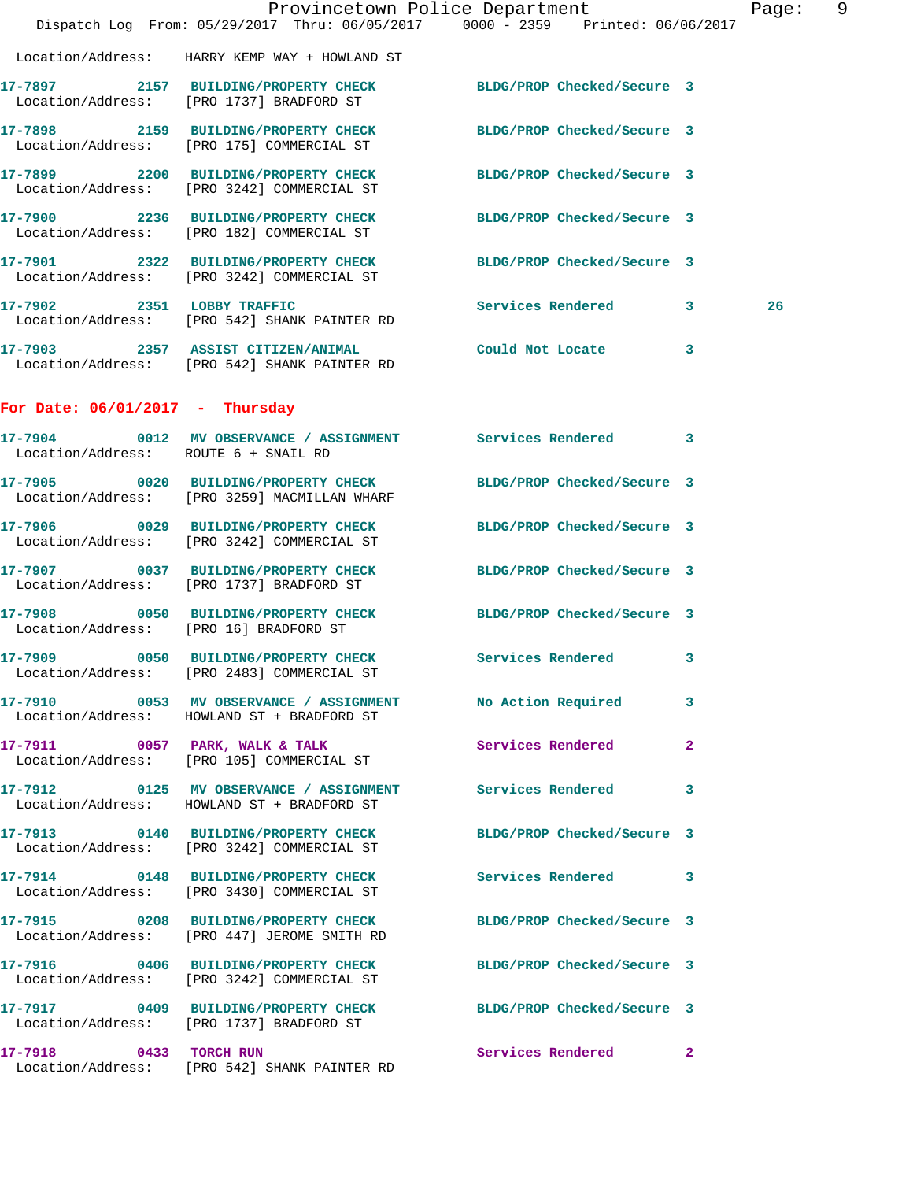Location/Address: HARRY KEMP WAY + HOWLAND ST

| Call # | Time | Call Reason | Action | Priority | |
|---|---|---|---|---|---|
| 17-7897 | 2157 | BUILDING/PROPERTY CHECK | BLDG/PROP Checked/Secure | 3 | |
| | | Location/Address: [PRO 1737] BRADFORD ST | | | |
| 17-7898 | 2159 | BUILDING/PROPERTY CHECK | BLDG/PROP Checked/Secure | 3 | |
| | | Location/Address: [PRO 175] COMMERCIAL ST | | | |
| 17-7899 | 2200 | BUILDING/PROPERTY CHECK | BLDG/PROP Checked/Secure | 3 | |
| | | Location/Address: [PRO 3242] COMMERCIAL ST | | | |
| 17-7900 | 2236 | BUILDING/PROPERTY CHECK | BLDG/PROP Checked/Secure | 3 | |
| | | Location/Address: [PRO 182] COMMERCIAL ST | | | |
| 17-7901 | 2322 | BUILDING/PROPERTY CHECK | BLDG/PROP Checked/Secure | 3 | |
| | | Location/Address: [PRO 3242] COMMERCIAL ST | | | |
| 17-7902 | 2351 | LOBBY TRAFFIC | Services Rendered | 3 | 26 |
| | | Location/Address: [PRO 542] SHANK PAINTER RD | | | |
| 17-7903 | 2357 | ASSIST CITIZEN/ANIMAL | Could Not Locate | 3 | |
| | | Location/Address: [PRO 542] SHANK PAINTER RD | | | |

**For Date: 06/01/2017 - Thursday**

| Call # | Time | Call Reason | Action | Priority |
|---|---|---|---|---|
| 17-7904 | 0012 | MV OBSERVANCE / ASSIGNMENT | Services Rendered | 3 |
| | | Location/Address: ROUTE 6 + SNAIL RD | | |
| 17-7905 | 0020 | BUILDING/PROPERTY CHECK | BLDG/PROP Checked/Secure | 3 |
| | | Location/Address: [PRO 3259] MACMILLAN WHARF | | |
| 17-7906 | 0029 | BUILDING/PROPERTY CHECK | BLDG/PROP Checked/Secure | 3 |
| | | Location/Address: [PRO 3242] COMMERCIAL ST | | |
| 17-7907 | 0037 | BUILDING/PROPERTY CHECK | BLDG/PROP Checked/Secure | 3 |
| | | Location/Address: [PRO 1737] BRADFORD ST | | |
| 17-7908 | 0050 | BUILDING/PROPERTY CHECK | BLDG/PROP Checked/Secure | 3 |
| | | Location/Address: [PRO 16] BRADFORD ST | | |
| 17-7909 | 0050 | BUILDING/PROPERTY CHECK | Services Rendered | 3 |
| | | Location/Address: [PRO 2483] COMMERCIAL ST | | |
| 17-7910 | 0053 | MV OBSERVANCE / ASSIGNMENT | No Action Required | 3 |
| | | Location/Address: HOWLAND ST + BRADFORD ST | | |
| 17-7911 | 0057 | PARK, WALK & TALK | Services Rendered | 2 |
| | | Location/Address: [PRO 105] COMMERCIAL ST | | |
| 17-7912 | 0125 | MV OBSERVANCE / ASSIGNMENT | Services Rendered | 3 |
| | | Location/Address: HOWLAND ST + BRADFORD ST | | |
| 17-7913 | 0140 | BUILDING/PROPERTY CHECK | BLDG/PROP Checked/Secure | 3 |
| | | Location/Address: [PRO 3242] COMMERCIAL ST | | |
| 17-7914 | 0148 | BUILDING/PROPERTY CHECK | Services Rendered | 3 |
| | | Location/Address: [PRO 3430] COMMERCIAL ST | | |
| 17-7915 | 0208 | BUILDING/PROPERTY CHECK | BLDG/PROP Checked/Secure | 3 |
| | | Location/Address: [PRO 447] JEROME SMITH RD | | |
| 17-7916 | 0406 | BUILDING/PROPERTY CHECK | BLDG/PROP Checked/Secure | 3 |
| | | Location/Address: [PRO 3242] COMMERCIAL ST | | |
| 17-7917 | 0409 | BUILDING/PROPERTY CHECK | BLDG/PROP Checked/Secure | 3 |
| | | Location/Address: [PRO 1737] BRADFORD ST | | |
| 17-7918 | 0433 | TORCH RUN | Services Rendered | 2 |
| | | Location/Address: [PRO 542] SHANK PAINTER RD | | |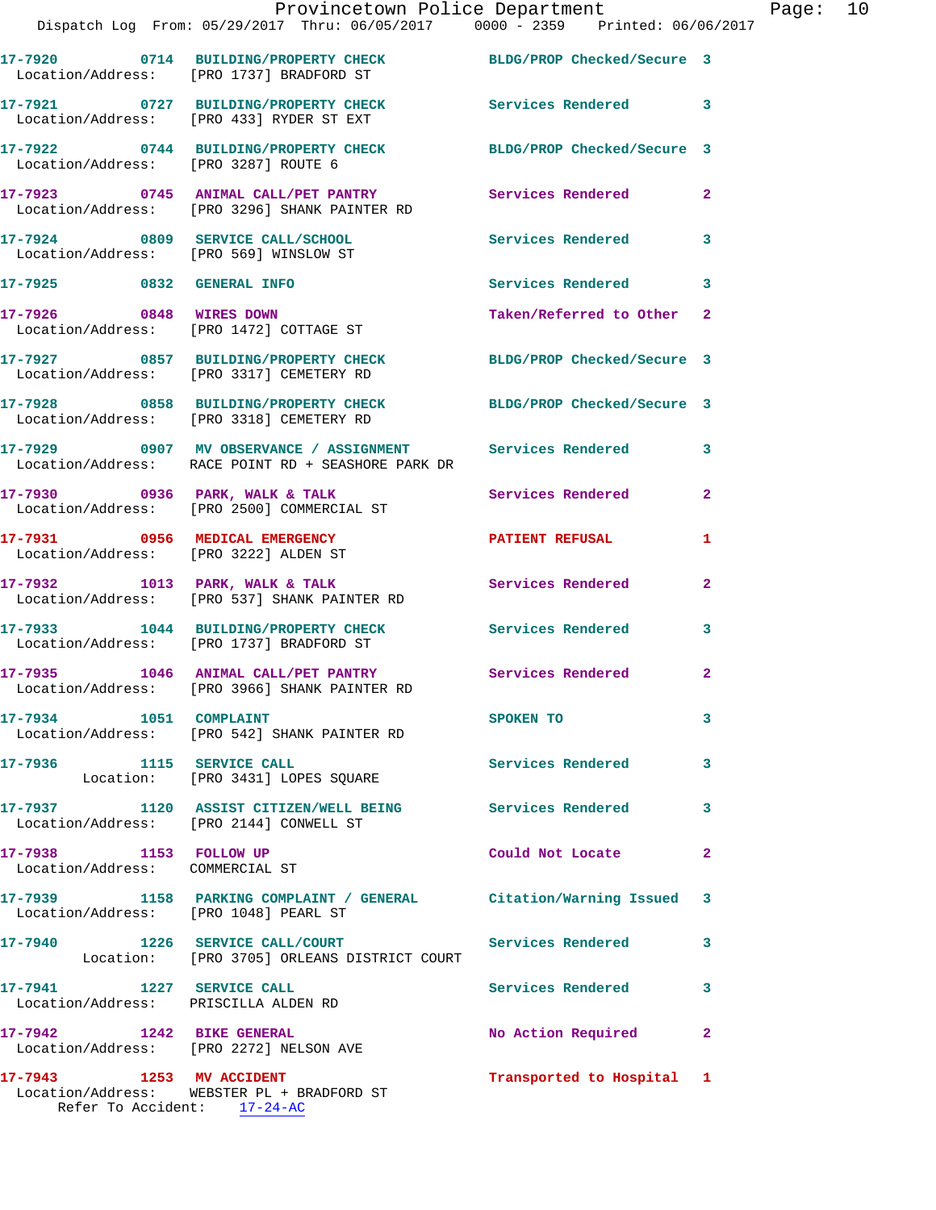17-7920 0714 BUILDING/PROPERTY CHECK BLDG/PROP Checked/Secure 3
Location/Address: [PRO 1737] BRADFORD ST

17-7921 0727 BUILDING/PROPERTY CHECK Services Rendered 3
Location/Address: [PRO 433] RYDER ST EXT

17-7922 0744 BUILDING/PROPERTY CHECK BLDG/PROP Checked/Secure 3
Location/Address: [PRO 3287] ROUTE 6

17-7923 0745 ANIMAL CALL/PET PANTRY Services Rendered 2
Location/Address: [PRO 3296] SHANK PAINTER RD

17-7924 0809 SERVICE CALL/SCHOOL Services Rendered 3
Location/Address: [PRO 569] WINSLOW ST

17-7925 0832 GENERAL INFO Services Rendered 3

17-7926 0848 WIRES DOWN Taken/Referred to Other 2
Location/Address: [PRO 1472] COTTAGE ST

17-7927 0857 BUILDING/PROPERTY CHECK BLDG/PROP Checked/Secure 3
Location/Address: [PRO 3317] CEMETERY RD

17-7928 0858 BUILDING/PROPERTY CHECK BLDG/PROP Checked/Secure 3
Location/Address: [PRO 3318] CEMETERY RD

17-7929 0907 MV OBSERVANCE / ASSIGNMENT Services Rendered 3
Location/Address: RACE POINT RD + SEASHORE PARK DR

17-7930 0936 PARK, WALK & TALK Services Rendered 2
Location/Address: [PRO 2500] COMMERCIAL ST

17-7931 0956 MEDICAL EMERGENCY PATIENT REFUSAL 1
Location/Address: [PRO 3222] ALDEN ST

17-7932 1013 PARK, WALK & TALK Services Rendered 2
Location/Address: [PRO 537] SHANK PAINTER RD

17-7933 1044 BUILDING/PROPERTY CHECK Services Rendered 3
Location/Address: [PRO 1737] BRADFORD ST

17-7935 1046 ANIMAL CALL/PET PANTRY Services Rendered 2
Location/Address: [PRO 3966] SHANK PAINTER RD

17-7934 1051 COMPLAINT SPOKEN TO 3
Location/Address: [PRO 542] SHANK PAINTER RD

17-7936 1115 SERVICE CALL Services Rendered 3
Location: [PRO 3431] LOPES SQUARE

17-7937 1120 ASSIST CITIZEN/WELL BEING Services Rendered 3
Location/Address: [PRO 2144] CONWELL ST

17-7938 1153 FOLLOW UP Could Not Locate 2
Location/Address: COMMERCIAL ST

17-7939 1158 PARKING COMPLAINT / GENERAL Citation/Warning Issued 3
Location/Address: [PRO 1048] PEARL ST

17-7940 1226 SERVICE CALL/COURT Services Rendered 3
Location: [PRO 3705] ORLEANS DISTRICT COURT

17-7941 1227 SERVICE CALL Services Rendered 3
Location/Address: PRISCILLA ALDEN RD

17-7942 1242 BIKE GENERAL No Action Required 2
Location/Address: [PRO 2272] NELSON AVE

17-7943 1253 MV ACCIDENT Transported to Hospital 1
Location/Address: WEBSTER PL + BRADFORD ST
Refer To Accident: 17-24-AC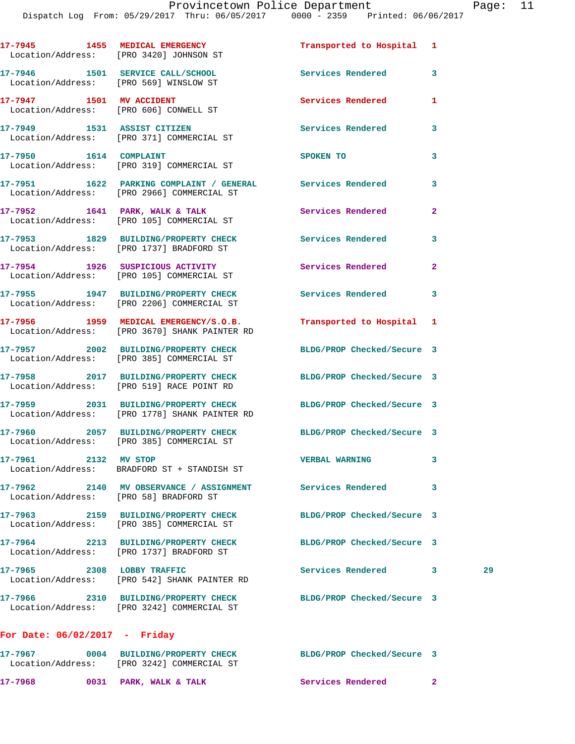17-7945 1455 MEDICAL EMERGENCY Transported to Hospital 1
Location/Address: [PRO 3420] JOHNSON ST

17-7946 1501 SERVICE CALL/SCHOOL Services Rendered 3
Location/Address: [PRO 569] WINSLOW ST

17-7947 1501 MV ACCIDENT Services Rendered 1
Location/Address: [PRO 606] CONWELL ST

17-7949 1531 ASSIST CITIZEN Services Rendered 3
Location/Address: [PRO 371] COMMERCIAL ST

17-7950 1614 COMPLAINT SPOKEN TO 3
Location/Address: [PRO 319] COMMERCIAL ST

17-7951 1622 PARKING COMPLAINT / GENERAL Services Rendered 3
Location/Address: [PRO 2966] COMMERCIAL ST

17-7952 1641 PARK, WALK & TALK Services Rendered 2
Location/Address: [PRO 105] COMMERCIAL ST

17-7953 1829 BUILDING/PROPERTY CHECK Services Rendered 3
Location/Address: [PRO 1737] BRADFORD ST

17-7954 1926 SUSPICIOUS ACTIVITY Services Rendered 2
Location/Address: [PRO 105] COMMERCIAL ST

17-7955 1947 BUILDING/PROPERTY CHECK Services Rendered 3
Location/Address: [PRO 2206] COMMERCIAL ST

17-7956 1959 MEDICAL EMERGENCY/S.O.B. Transported to Hospital 1
Location/Address: [PRO 3670] SHANK PAINTER RD

17-7957 2002 BUILDING/PROPERTY CHECK BLDG/PROP Checked/Secure 3
Location/Address: [PRO 385] COMMERCIAL ST

17-7958 2017 BUILDING/PROPERTY CHECK BLDG/PROP Checked/Secure 3
Location/Address: [PRO 519] RACE POINT RD

17-7959 2031 BUILDING/PROPERTY CHECK BLDG/PROP Checked/Secure 3
Location/Address: [PRO 1778] SHANK PAINTER RD

17-7960 2057 BUILDING/PROPERTY CHECK BLDG/PROP Checked/Secure 3
Location/Address: [PRO 385] COMMERCIAL ST

17-7961 2132 MV STOP VERBAL WARNING 3
Location/Address: BRADFORD ST + STANDISH ST

17-7962 2140 MV OBSERVANCE / ASSIGNMENT Services Rendered 3
Location/Address: [PRO 58] BRADFORD ST

17-7963 2159 BUILDING/PROPERTY CHECK BLDG/PROP Checked/Secure 3
Location/Address: [PRO 385] COMMERCIAL ST

17-7964 2213 BUILDING/PROPERTY CHECK BLDG/PROP Checked/Secure 3
Location/Address: [PRO 1737] BRADFORD ST

17-7965 2308 LOBBY TRAFFIC Services Rendered 3 29
Location/Address: [PRO 542] SHANK PAINTER RD

17-7966 2310 BUILDING/PROPERTY CHECK BLDG/PROP Checked/Secure 3
Location/Address: [PRO 3242] COMMERCIAL ST

**For Date: 06/02/2017 - Friday**

17-7967 0004 BUILDING/PROPERTY CHECK BLDG/PROP Checked/Secure 3
Location/Address: [PRO 3242] COMMERCIAL ST

17-7968 0031 PARK, WALK & TALK Services Rendered 2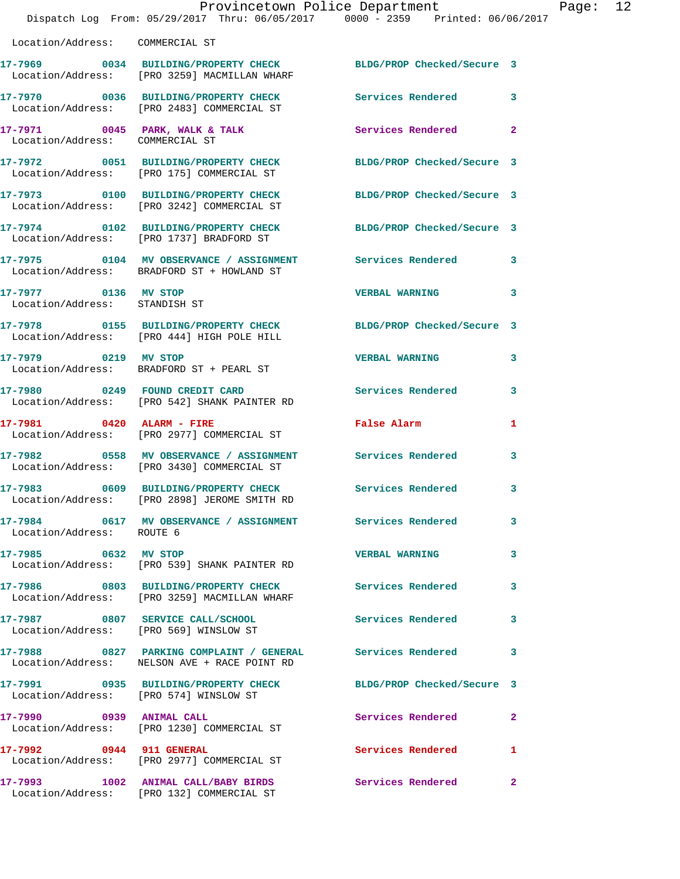Location/Address: COMMERCIAL ST

| Call # | Time | Call Reason | Action | Priority |
|---|---|---|---|---|
| 17-7969 | 0034 | BUILDING/PROPERTY CHECK | BLDG/PROP Checked/Secure | 3 |
| | | Location/Address: [PRO 3259] MACMILLAN WHARF | | |
| 17-7970 | 0036 | BUILDING/PROPERTY CHECK | Services Rendered | 3 |
| | | Location/Address: [PRO 2483] COMMERCIAL ST | | |
| 17-7971 | 0045 | PARK, WALK & TALK | Services Rendered | 2 |
| | | Location/Address: COMMERCIAL ST | | |
| 17-7972 | 0051 | BUILDING/PROPERTY CHECK | BLDG/PROP Checked/Secure | 3 |
| | | Location/Address: [PRO 175] COMMERCIAL ST | | |
| 17-7973 | 0100 | BUILDING/PROPERTY CHECK | BLDG/PROP Checked/Secure | 3 |
| | | Location/Address: [PRO 3242] COMMERCIAL ST | | |
| 17-7974 | 0102 | BUILDING/PROPERTY CHECK | BLDG/PROP Checked/Secure | 3 |
| | | Location/Address: [PRO 1737] BRADFORD ST | | |
| 17-7975 | 0104 | MV OBSERVANCE / ASSIGNMENT | Services Rendered | 3 |
| | | Location/Address: BRADFORD ST + HOWLAND ST | | |
| 17-7977 | 0136 | MV STOP | VERBAL WARNING | 3 |
| | | Location/Address: STANDISH ST | | |
| 17-7978 | 0155 | BUILDING/PROPERTY CHECK | BLDG/PROP Checked/Secure | 3 |
| | | Location/Address: [PRO 444] HIGH POLE HILL | | |
| 17-7979 | 0219 | MV STOP | VERBAL WARNING | 3 |
| | | Location/Address: BRADFORD ST + PEARL ST | | |
| 17-7980 | 0249 | FOUND CREDIT CARD | Services Rendered | 3 |
| | | Location/Address: [PRO 542] SHANK PAINTER RD | | |
| 17-7981 | 0420 | ALARM - FIRE | False Alarm | 1 |
| | | Location/Address: [PRO 2977] COMMERCIAL ST | | |
| 17-7982 | 0558 | MV OBSERVANCE / ASSIGNMENT | Services Rendered | 3 |
| | | Location/Address: [PRO 3430] COMMERCIAL ST | | |
| 17-7983 | 0609 | BUILDING/PROPERTY CHECK | Services Rendered | 3 |
| | | Location/Address: [PRO 2898] JEROME SMITH RD | | |
| 17-7984 | 0617 | MV OBSERVANCE / ASSIGNMENT | Services Rendered | 3 |
| | | Location/Address: ROUTE 6 | | |
| 17-7985 | 0632 | MV STOP | VERBAL WARNING | 3 |
| | | Location/Address: [PRO 539] SHANK PAINTER RD | | |
| 17-7986 | 0803 | BUILDING/PROPERTY CHECK | Services Rendered | 3 |
| | | Location/Address: [PRO 3259] MACMILLAN WHARF | | |
| 17-7987 | 0807 | SERVICE CALL/SCHOOL | Services Rendered | 3 |
| | | Location/Address: [PRO 569] WINSLOW ST | | |
| 17-7988 | 0827 | PARKING COMPLAINT / GENERAL | Services Rendered | 3 |
| | | Location/Address: NELSON AVE + RACE POINT RD | | |
| 17-7991 | 0935 | BUILDING/PROPERTY CHECK | BLDG/PROP Checked/Secure | 3 |
| | | Location/Address: [PRO 574] WINSLOW ST | | |
| 17-7990 | 0939 | ANIMAL CALL | Services Rendered | 2 |
| | | Location/Address: [PRO 1230] COMMERCIAL ST | | |
| 17-7992 | 0944 | 911 GENERAL | Services Rendered | 1 |
| | | Location/Address: [PRO 2977] COMMERCIAL ST | | |
| 17-7993 | 1002 | ANIMAL CALL/BABY BIRDS | Services Rendered | 2 |
| | | Location/Address: [PRO 132] COMMERCIAL ST | | |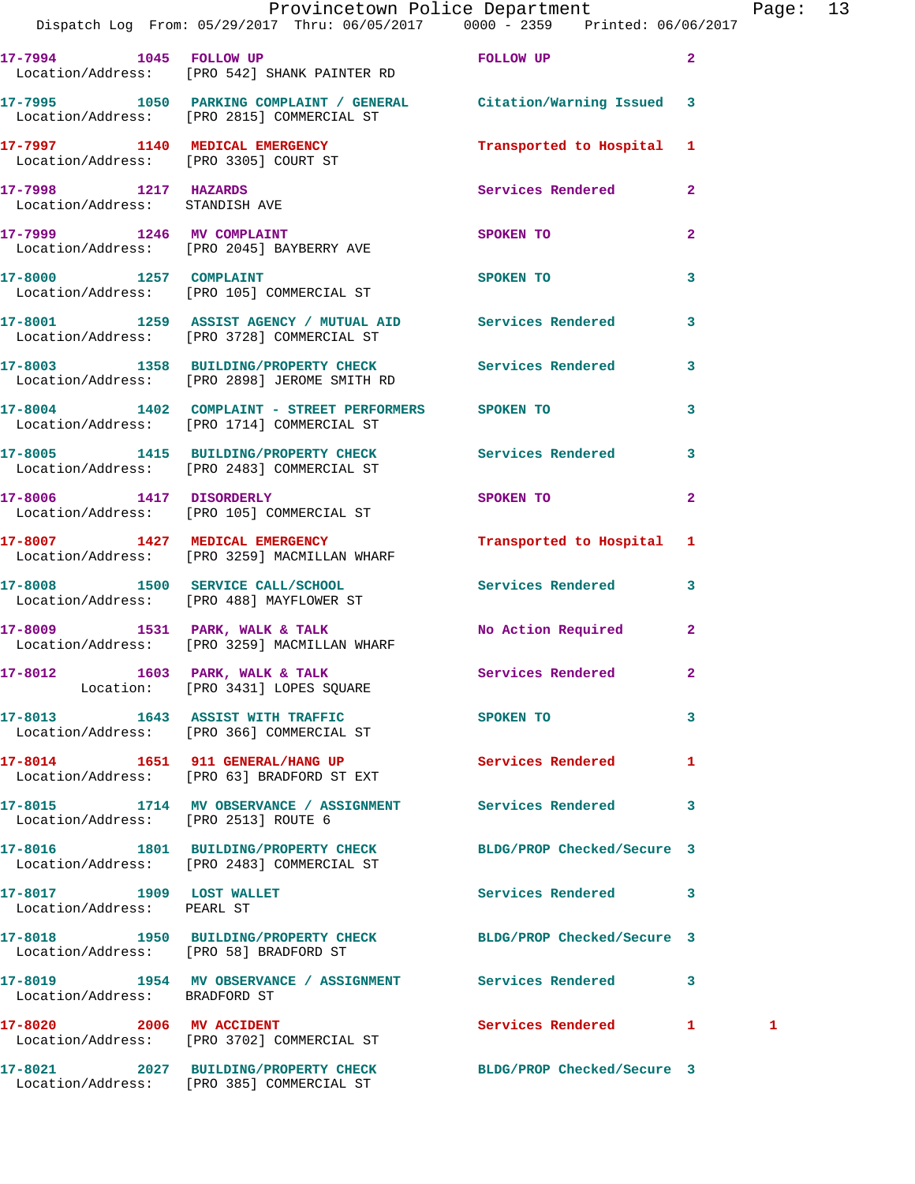17-7994 1045 FOLLOW UP FOLLOW UP 2
Location/Address: [PRO 542] SHANK PAINTER RD

17-7995 1050 PARKING COMPLAINT / GENERAL Citation/Warning Issued 3
Location/Address: [PRO 2815] COMMERCIAL ST

17-7997 1140 MEDICAL EMERGENCY Transported to Hospital 1
Location/Address: [PRO 3305] COURT ST

17-7998 1217 HAZARDS Services Rendered 2
Location/Address: STANDISH AVE

17-7999 1246 MV COMPLAINT SPOKEN TO 2
Location/Address: [PRO 2045] BAYBERRY AVE

17-8000 1257 COMPLAINT SPOKEN TO 3
Location/Address: [PRO 105] COMMERCIAL ST

17-8001 1259 ASSIST AGENCY / MUTUAL AID Services Rendered 3
Location/Address: [PRO 3728] COMMERCIAL ST

17-8003 1358 BUILDING/PROPERTY CHECK Services Rendered 3
Location/Address: [PRO 2898] JEROME SMITH RD

17-8004 1402 COMPLAINT - STREET PERFORMERS SPOKEN TO 3
Location/Address: [PRO 1714] COMMERCIAL ST

17-8005 1415 BUILDING/PROPERTY CHECK Services Rendered 3
Location/Address: [PRO 2483] COMMERCIAL ST

17-8006 1417 DISORDERLY SPOKEN TO 2
Location/Address: [PRO 105] COMMERCIAL ST

17-8007 1427 MEDICAL EMERGENCY Transported to Hospital 1
Location/Address: [PRO 3259] MACMILLAN WHARF

17-8008 1500 SERVICE CALL/SCHOOL Services Rendered 3
Location/Address: [PRO 488] MAYFLOWER ST

17-8009 1531 PARK, WALK & TALK No Action Required 2
Location/Address: [PRO 3259] MACMILLAN WHARF

17-8012 1603 PARK, WALK & TALK Services Rendered 2
Location: [PRO 3431] LOPES SQUARE

17-8013 1643 ASSIST WITH TRAFFIC SPOKEN TO 3
Location/Address: [PRO 366] COMMERCIAL ST

17-8014 1651 911 GENERAL/HANG UP Services Rendered 1
Location/Address: [PRO 63] BRADFORD ST EXT

17-8015 1714 MV OBSERVANCE / ASSIGNMENT Services Rendered 3
Location/Address: [PRO 2513] ROUTE 6

17-8016 1801 BUILDING/PROPERTY CHECK BLDG/PROP Checked/Secure 3
Location/Address: [PRO 2483] COMMERCIAL ST

17-8017 1909 LOST WALLET Services Rendered 3
Location/Address: PEARL ST

17-8018 1950 BUILDING/PROPERTY CHECK BLDG/PROP Checked/Secure 3
Location/Address: [PRO 58] BRADFORD ST

17-8019 1954 MV OBSERVANCE / ASSIGNMENT Services Rendered 3
Location/Address: BRADFORD ST

17-8020 2006 MV ACCIDENT Services Rendered 1 1
Location/Address: [PRO 3702] COMMERCIAL ST

17-8021 2027 BUILDING/PROPERTY CHECK BLDG/PROP Checked/Secure 3
Location/Address: [PRO 385] COMMERCIAL ST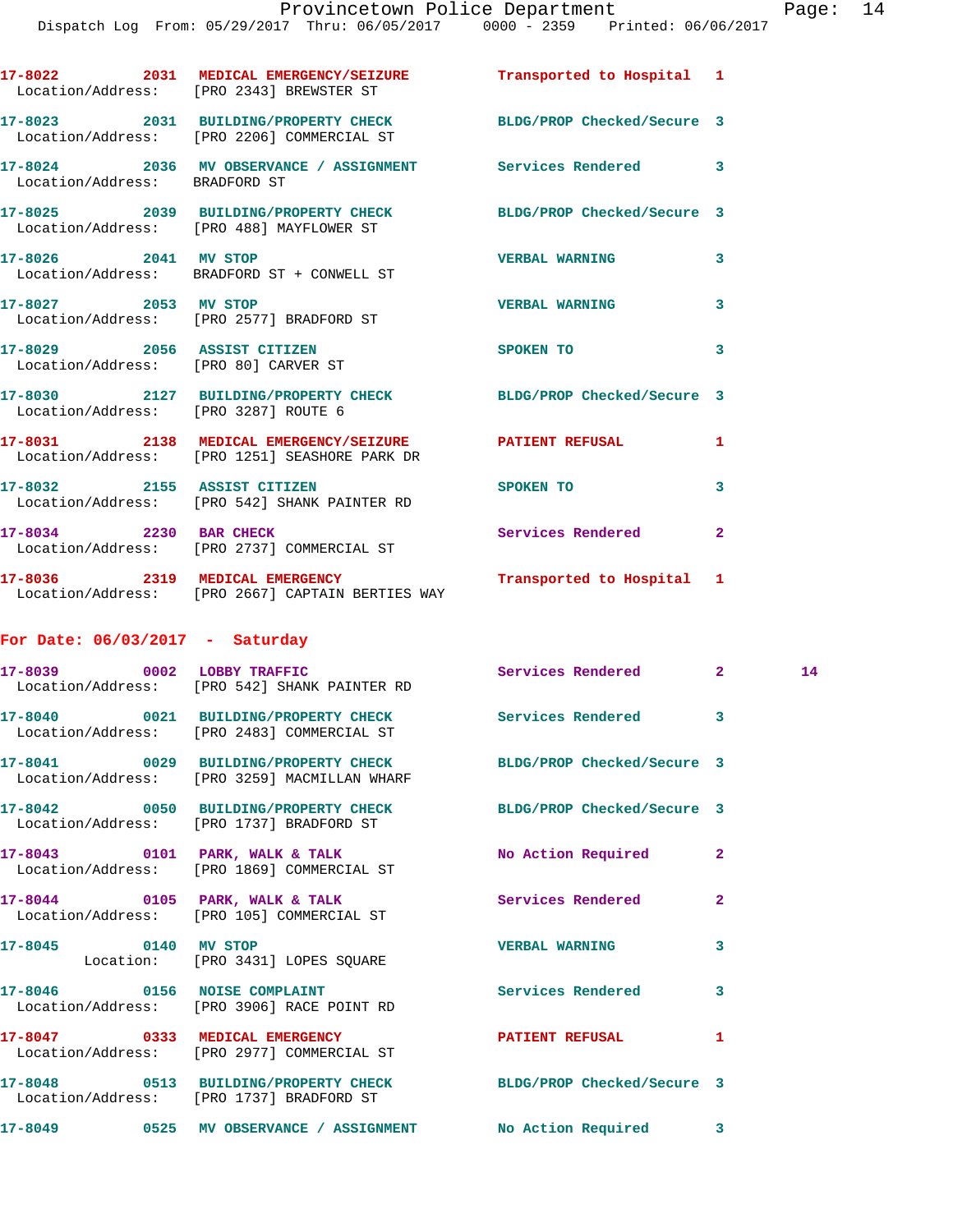17-8022 2031 MEDICAL EMERGENCY/SEIZURE Transported to Hospital 1
Location/Address: [PRO 2343] BREWSTER ST

17-8023 2031 BUILDING/PROPERTY CHECK BLDG/PROP Checked/Secure 3
Location/Address: [PRO 2206] COMMERCIAL ST

17-8024 2036 MV OBSERVANCE / ASSIGNMENT Services Rendered 3
Location/Address: BRADFORD ST

17-8025 2039 BUILDING/PROPERTY CHECK BLDG/PROP Checked/Secure 3
Location/Address: [PRO 488] MAYFLOWER ST

17-8026 2041 MV STOP VERBAL WARNING 3
Location/Address: BRADFORD ST + CONWELL ST

17-8027 2053 MV STOP VERBAL WARNING 3
Location/Address: [PRO 2577] BRADFORD ST

17-8029 2056 ASSIST CITIZEN SPOKEN TO 3
Location/Address: [PRO 80] CARVER ST

17-8030 2127 BUILDING/PROPERTY CHECK BLDG/PROP Checked/Secure 3
Location/Address: [PRO 3287] ROUTE 6

17-8031 2138 MEDICAL EMERGENCY/SEIZURE PATIENT REFUSAL 1
Location/Address: [PRO 1251] SEASHORE PARK DR

17-8032 2155 ASSIST CITIZEN SPOKEN TO 3
Location/Address: [PRO 542] SHANK PAINTER RD

17-8034 2230 BAR CHECK Services Rendered 2
Location/Address: [PRO 2737] COMMERCIAL ST

17-8036 2319 MEDICAL EMERGENCY Transported to Hospital 1
Location/Address: [PRO 2667] CAPTAIN BERTIES WAY

**For Date: 06/03/2017 - Saturday**

17-8039 0002 LOBBY TRAFFIC Services Rendered 2 14
Location/Address: [PRO 542] SHANK PAINTER RD

17-8040 0021 BUILDING/PROPERTY CHECK Services Rendered 3
Location/Address: [PRO 2483] COMMERCIAL ST

17-8041 0029 BUILDING/PROPERTY CHECK BLDG/PROP Checked/Secure 3
Location/Address: [PRO 3259] MACMILLAN WHARF

17-8042 0050 BUILDING/PROPERTY CHECK BLDG/PROP Checked/Secure 3
Location/Address: [PRO 1737] BRADFORD ST

17-8043 0101 PARK, WALK & TALK No Action Required 2
Location/Address: [PRO 1869] COMMERCIAL ST

17-8044 0105 PARK, WALK & TALK Services Rendered 2
Location/Address: [PRO 105] COMMERCIAL ST

17-8045 0140 MV STOP VERBAL WARNING 3
Location: [PRO 3431] LOPES SQUARE

17-8046 0156 NOISE COMPLAINT Services Rendered 3
Location/Address: [PRO 3906] RACE POINT RD

17-8047 0333 MEDICAL EMERGENCY PATIENT REFUSAL 1
Location/Address: [PRO 2977] COMMERCIAL ST

17-8048 0513 BUILDING/PROPERTY CHECK BLDG/PROP Checked/Secure 3
Location/Address: [PRO 1737] BRADFORD ST

17-8049 0525 MV OBSERVANCE / ASSIGNMENT No Action Required 3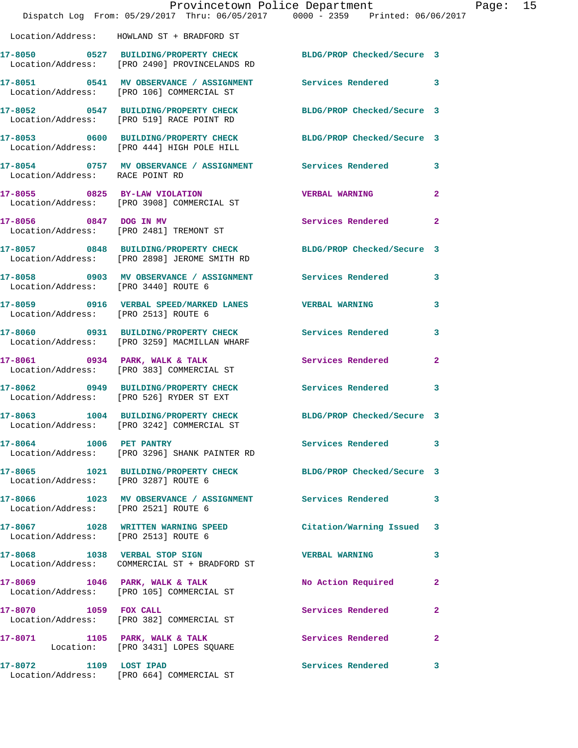Location/Address: HOWLAND ST + BRADFORD ST

**17-8050** 0527 BUILDING/PROPERTY CHECK — BLDG/PROP Checked/Secure 3
Location/Address: [PRO 2490] PROVINCELANDS RD

**17-8051** 0541 MV OBSERVANCE / ASSIGNMENT — Services Rendered 3
Location/Address: [PRO 106] COMMERCIAL ST

**17-8052** 0547 BUILDING/PROPERTY CHECK — BLDG/PROP Checked/Secure 3
Location/Address: [PRO 519] RACE POINT RD

**17-8053** 0600 BUILDING/PROPERTY CHECK — BLDG/PROP Checked/Secure 3
Location/Address: [PRO 444] HIGH POLE HILL

**17-8054** 0757 MV OBSERVANCE / ASSIGNMENT — Services Rendered 3
Location/Address: RACE POINT RD

**17-8055** 0825 BY-LAW VIOLATION — VERBAL WARNING 2
Location/Address: [PRO 3908] COMMERCIAL ST

**17-8056** 0847 DOG IN MV — Services Rendered 2
Location/Address: [PRO 2481] TREMONT ST

**17-8057** 0848 BUILDING/PROPERTY CHECK — BLDG/PROP Checked/Secure 3
Location/Address: [PRO 2898] JEROME SMITH RD

**17-8058** 0903 MV OBSERVANCE / ASSIGNMENT — Services Rendered 3
Location/Address: [PRO 3440] ROUTE 6

**17-8059** 0916 VERBAL SPEED/MARKED LANES — VERBAL WARNING 3
Location/Address: [PRO 2513] ROUTE 6

**17-8060** 0931 BUILDING/PROPERTY CHECK — Services Rendered 3
Location/Address: [PRO 3259] MACMILLAN WHARF

**17-8061** 0934 PARK, WALK & TALK — Services Rendered 2
Location/Address: [PRO 383] COMMERCIAL ST

**17-8062** 0949 BUILDING/PROPERTY CHECK — Services Rendered 3
Location/Address: [PRO 526] RYDER ST EXT

**17-8063** 1004 BUILDING/PROPERTY CHECK — BLDG/PROP Checked/Secure 3
Location/Address: [PRO 3242] COMMERCIAL ST

**17-8064** 1006 PET PANTRY — Services Rendered 3
Location/Address: [PRO 3296] SHANK PAINTER RD

**17-8065** 1021 BUILDING/PROPERTY CHECK — BLDG/PROP Checked/Secure 3
Location/Address: [PRO 3287] ROUTE 6

**17-8066** 1023 MV OBSERVANCE / ASSIGNMENT — Services Rendered 3
Location/Address: [PRO 2521] ROUTE 6

**17-8067** 1028 WRITTEN WARNING SPEED — Citation/Warning Issued 3
Location/Address: [PRO 2513] ROUTE 6

**17-8068** 1038 VERBAL STOP SIGN — VERBAL WARNING 3
Location/Address: COMMERCIAL ST + BRADFORD ST

**17-8069** 1046 PARK, WALK & TALK — No Action Required 2
Location/Address: [PRO 105] COMMERCIAL ST

**17-8070** 1059 FOX CALL — Services Rendered 2
Location/Address: [PRO 382] COMMERCIAL ST

**17-8071** 1105 PARK, WALK & TALK — Services Rendered 2
Location: [PRO 3431] LOPES SQUARE

**17-8072** 1109 LOST IPAD — Services Rendered 3
Location/Address: [PRO 664] COMMERCIAL ST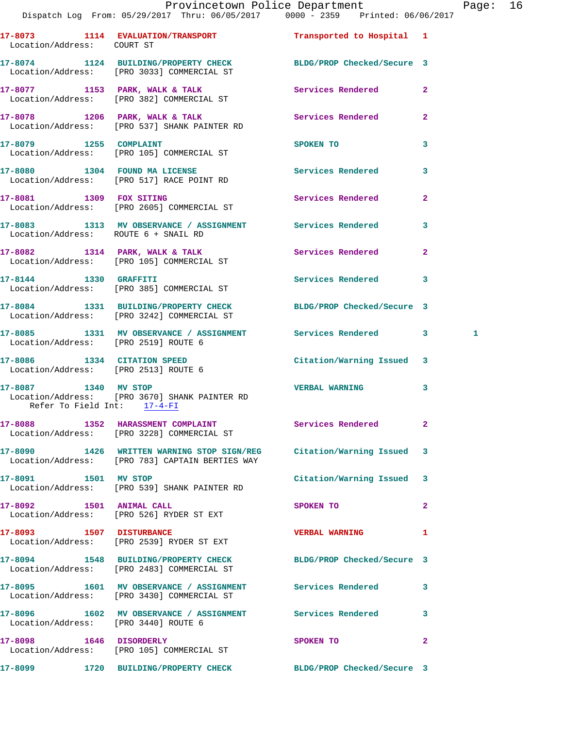17-8073 1114 EVALUATION/TRANSPORT Transported to Hospital 1
Location/Address: COURT ST

17-8074 1124 BUILDING/PROPERTY CHECK BLDG/PROP Checked/Secure 3
Location/Address: [PRO 3033] COMMERCIAL ST

17-8077 1153 PARK, WALK & TALK Services Rendered 2
Location/Address: [PRO 382] COMMERCIAL ST

17-8078 1206 PARK, WALK & TALK Services Rendered 2
Location/Address: [PRO 537] SHANK PAINTER RD

17-8079 1255 COMPLAINT SPOKEN TO 3
Location/Address: [PRO 105] COMMERCIAL ST

17-8080 1304 FOUND MA LICENSE Services Rendered 3
Location/Address: [PRO 517] RACE POINT RD

17-8081 1309 FOX SITING Services Rendered 2
Location/Address: [PRO 2605] COMMERCIAL ST

17-8083 1313 MV OBSERVANCE / ASSIGNMENT Services Rendered 3
Location/Address: ROUTE 6 + SNAIL RD

17-8082 1314 PARK, WALK & TALK Services Rendered 2
Location/Address: [PRO 105] COMMERCIAL ST

17-8144 1330 GRAFFITI Services Rendered 3
Location/Address: [PRO 385] COMMERCIAL ST

17-8084 1331 BUILDING/PROPERTY CHECK BLDG/PROP Checked/Secure 3
Location/Address: [PRO 3242] COMMERCIAL ST

17-8085 1331 MV OBSERVANCE / ASSIGNMENT Services Rendered 3 1
Location/Address: [PRO 2519] ROUTE 6

17-8086 1334 CITATION SPEED Citation/Warning Issued 3
Location/Address: [PRO 2513] ROUTE 6

17-8087 1340 MV STOP VERBAL WARNING 3
Location/Address: [PRO 3670] SHANK PAINTER RD
Refer To Field Int: 17-4-FI

17-8088 1352 HARASSMENT COMPLAINT Services Rendered 2
Location/Address: [PRO 3228] COMMERCIAL ST

17-8090 1426 WRITTEN WARNING STOP SIGN/REG Citation/Warning Issued 3
Location/Address: [PRO 783] CAPTAIN BERTIES WAY

17-8091 1501 MV STOP Citation/Warning Issued 3
Location/Address: [PRO 539] SHANK PAINTER RD

17-8092 1501 ANIMAL CALL SPOKEN TO 2
Location/Address: [PRO 526] RYDER ST EXT

17-8093 1507 DISTURBANCE VERBAL WARNING 1
Location/Address: [PRO 2539] RYDER ST EXT

17-8094 1548 BUILDING/PROPERTY CHECK BLDG/PROP Checked/Secure 3
Location/Address: [PRO 2483] COMMERCIAL ST

17-8095 1601 MV OBSERVANCE / ASSIGNMENT Services Rendered 3
Location/Address: [PRO 3430] COMMERCIAL ST

17-8096 1602 MV OBSERVANCE / ASSIGNMENT Services Rendered 3
Location/Address: [PRO 3440] ROUTE 6

17-8098 1646 DISORDERLY SPOKEN TO 2
Location/Address: [PRO 105] COMMERCIAL ST

17-8099 1720 BUILDING/PROPERTY CHECK BLDG/PROP Checked/Secure 3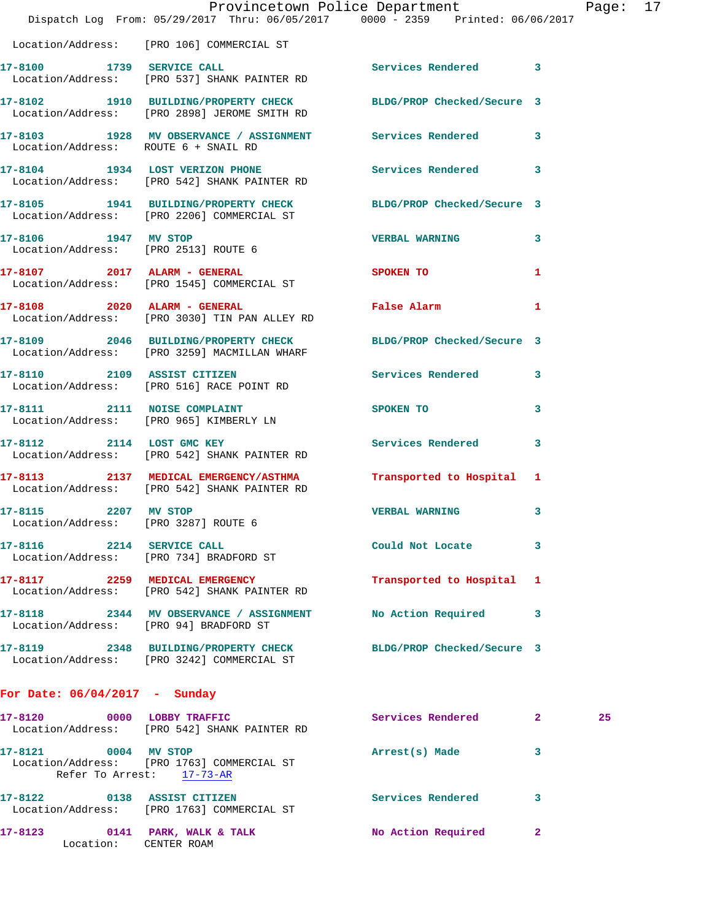Location/Address: [PRO 106] COMMERCIAL ST

**17-8100** 1739 **SERVICE CALL** Services Rendered 3
Location/Address: [PRO 537] SHANK PAINTER RD

**17-8102** 1910 **BUILDING/PROPERTY CHECK** BLDG/PROP Checked/Secure 3
Location/Address: [PRO 2898] JEROME SMITH RD

**17-8103** 1928 **MV OBSERVANCE / ASSIGNMENT** Services Rendered 3
Location/Address: ROUTE 6 + SNAIL RD

**17-8104** 1934 **LOST VERIZON PHONE** Services Rendered 3
Location/Address: [PRO 542] SHANK PAINTER RD

**17-8105** 1941 **BUILDING/PROPERTY CHECK** BLDG/PROP Checked/Secure 3
Location/Address: [PRO 2206] COMMERCIAL ST

**17-8106** 1947 **MV STOP** VERBAL WARNING 3
Location/Address: [PRO 2513] ROUTE 6

**17-8107** 2017 **ALARM - GENERAL** SPOKEN TO 1
Location/Address: [PRO 1545] COMMERCIAL ST

**17-8108** 2020 **ALARM - GENERAL** False Alarm 1
Location/Address: [PRO 3030] TIN PAN ALLEY RD

**17-8109** 2046 **BUILDING/PROPERTY CHECK** BLDG/PROP Checked/Secure 3
Location/Address: [PRO 3259] MACMILLAN WHARF

**17-8110** 2109 **ASSIST CITIZEN** Services Rendered 3
Location/Address: [PRO 516] RACE POINT RD

**17-8111** 2111 **NOISE COMPLAINT** SPOKEN TO 3
Location/Address: [PRO 965] KIMBERLY LN

**17-8112** 2114 **LOST GMC KEY** Services Rendered 3
Location/Address: [PRO 542] SHANK PAINTER RD

**17-8113** 2137 **MEDICAL EMERGENCY/ASTHMA** Transported to Hospital 1
Location/Address: [PRO 542] SHANK PAINTER RD

**17-8115** 2207 **MV STOP** VERBAL WARNING 3
Location/Address: [PRO 3287] ROUTE 6

**17-8116** 2214 **SERVICE CALL** Could Not Locate 3
Location/Address: [PRO 734] BRADFORD ST

**17-8117** 2259 **MEDICAL EMERGENCY** Transported to Hospital 1
Location/Address: [PRO 542] SHANK PAINTER RD

**17-8118** 2344 **MV OBSERVANCE / ASSIGNMENT** No Action Required 3
Location/Address: [PRO 94] BRADFORD ST

**17-8119** 2348 **BUILDING/PROPERTY CHECK** BLDG/PROP Checked/Secure 3
Location/Address: [PRO 3242] COMMERCIAL ST

## For Date: 06/04/2017 - Sunday

**17-8120** 0000 **LOBBY TRAFFIC** Services Rendered 2 25
Location/Address: [PRO 542] SHANK PAINTER RD

**17-8121** 0004 **MV STOP** Arrest(s) Made 3
Location/Address: [PRO 1763] COMMERCIAL ST
Refer To Arrest: 17-73-AR

**17-8122** 0138 **ASSIST CITIZEN** Services Rendered 3
Location/Address: [PRO 1763] COMMERCIAL ST

**17-8123** 0141 **PARK, WALK & TALK** No Action Required 2
Location: CENTER ROAM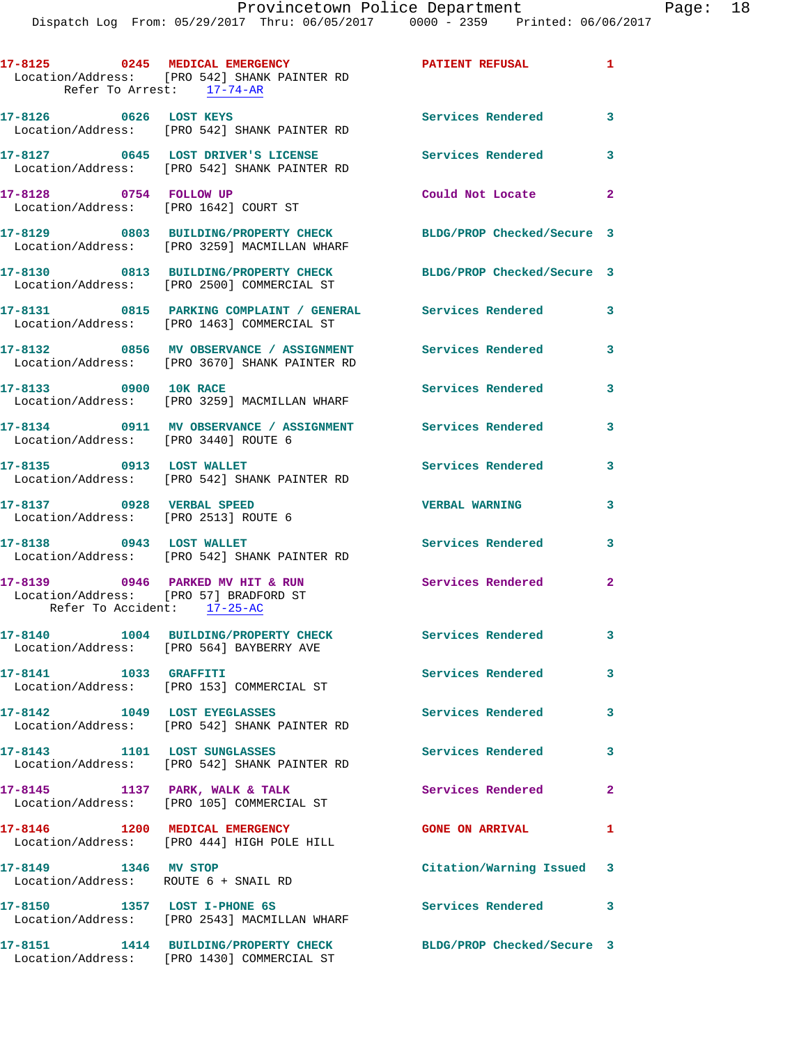17-8125 0245 MEDICAL EMERGENCY PATIENT REFUSAL 1
Location/Address: [PRO 542] SHANK PAINTER RD
Refer To Arrest: 17-74-AR

17-8126 0626 LOST KEYS Services Rendered 3
Location/Address: [PRO 542] SHANK PAINTER RD

17-8127 0645 LOST DRIVER'S LICENSE Services Rendered 3
Location/Address: [PRO 542] SHANK PAINTER RD

17-8128 0754 FOLLOW UP Could Not Locate 2
Location/Address: [PRO 1642] COURT ST

17-8129 0803 BUILDING/PROPERTY CHECK BLDG/PROP Checked/Secure 3
Location/Address: [PRO 3259] MACMILLAN WHARF

17-8130 0813 BUILDING/PROPERTY CHECK BLDG/PROP Checked/Secure 3
Location/Address: [PRO 2500] COMMERCIAL ST

17-8131 0815 PARKING COMPLAINT / GENERAL Services Rendered 3
Location/Address: [PRO 1463] COMMERCIAL ST

17-8132 0856 MV OBSERVANCE / ASSIGNMENT Services Rendered 3
Location/Address: [PRO 3670] SHANK PAINTER RD

17-8133 0900 10K RACE Services Rendered 3
Location/Address: [PRO 3259] MACMILLAN WHARF

17-8134 0911 MV OBSERVANCE / ASSIGNMENT Services Rendered 3
Location/Address: [PRO 3440] ROUTE 6

17-8135 0913 LOST WALLET Services Rendered 3
Location/Address: [PRO 542] SHANK PAINTER RD

17-8137 0928 VERBAL SPEED VERBAL WARNING 3
Location/Address: [PRO 2513] ROUTE 6

17-8138 0943 LOST WALLET Services Rendered 3
Location/Address: [PRO 542] SHANK PAINTER RD

17-8139 0946 PARKED MV HIT & RUN Services Rendered 2
Location/Address: [PRO 57] BRADFORD ST
Refer To Accident: 17-25-AC

17-8140 1004 BUILDING/PROPERTY CHECK Services Rendered 3
Location/Address: [PRO 564] BAYBERRY AVE

17-8141 1033 GRAFFITI Services Rendered 3
Location/Address: [PRO 153] COMMERCIAL ST

17-8142 1049 LOST EYEGLASSES Services Rendered 3
Location/Address: [PRO 542] SHANK PAINTER RD

17-8143 1101 LOST SUNGLASSES Services Rendered 3
Location/Address: [PRO 542] SHANK PAINTER RD

17-8145 1137 PARK, WALK & TALK Services Rendered 2
Location/Address: [PRO 105] COMMERCIAL ST

17-8146 1200 MEDICAL EMERGENCY GONE ON ARRIVAL 1
Location/Address: [PRO 444] HIGH POLE HILL

17-8149 1346 MV STOP Citation/Warning Issued 3
Location/Address: ROUTE 6 + SNAIL RD

17-8150 1357 LOST I-PHONE 6S Services Rendered 3
Location/Address: [PRO 2543] MACMILLAN WHARF

17-8151 1414 BUILDING/PROPERTY CHECK BLDG/PROP Checked/Secure 3
Location/Address: [PRO 1430] COMMERCIAL ST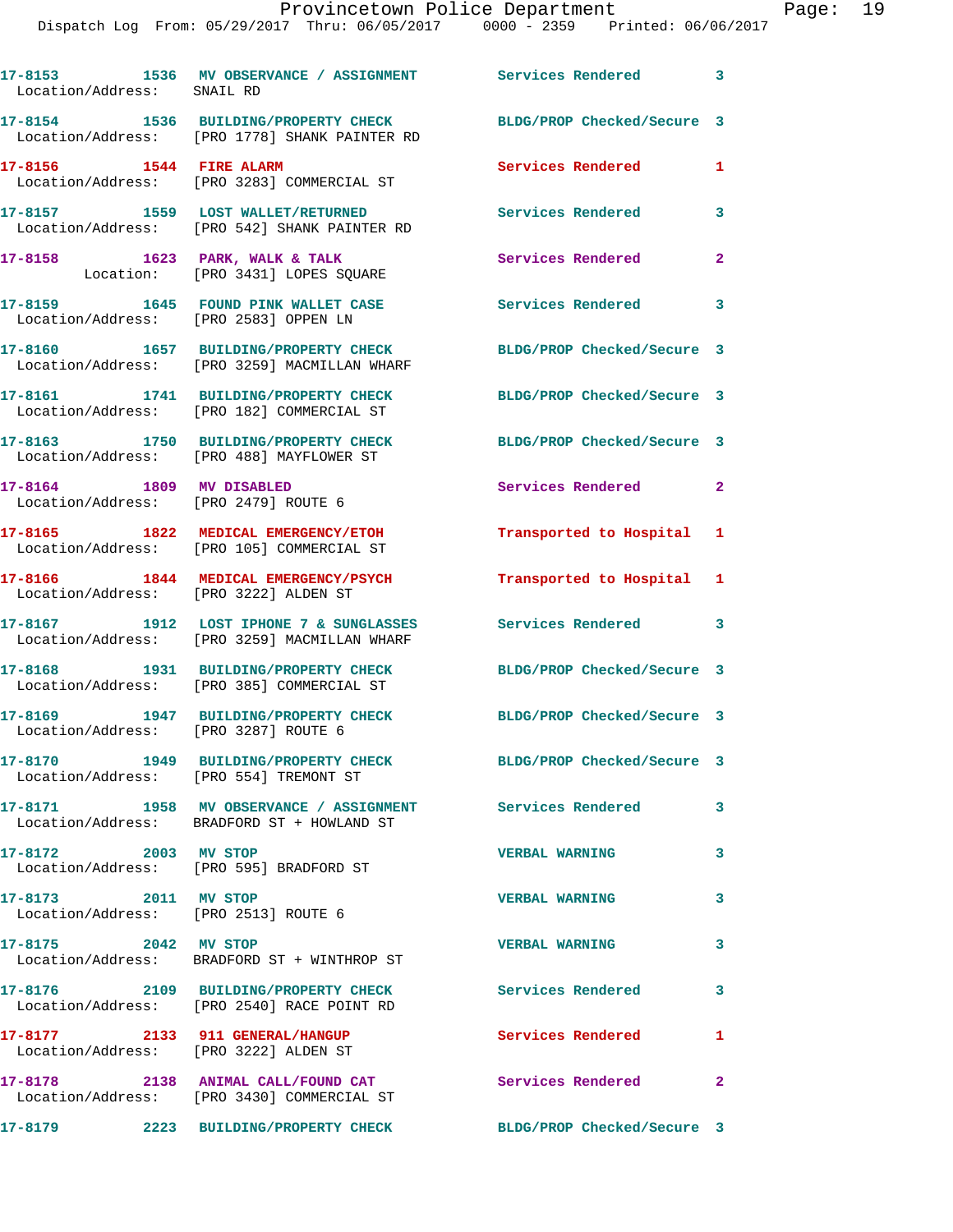17-8153 1536 MV OBSERVANCE / ASSIGNMENT Services Rendered 3
Location/Address: SNAIL RD

17-8154 1536 BUILDING/PROPERTY CHECK BLDG/PROP Checked/Secure 3
Location/Address: [PRO 1778] SHANK PAINTER RD

17-8156 1544 FIRE ALARM Services Rendered 1
Location/Address: [PRO 3283] COMMERCIAL ST

17-8157 1559 LOST WALLET/RETURNED Services Rendered 3
Location/Address: [PRO 542] SHANK PAINTER RD

17-8158 1623 PARK, WALK & TALK Services Rendered 2
Location: [PRO 3431] LOPES SQUARE

17-8159 1645 FOUND PINK WALLET CASE Services Rendered 3
Location/Address: [PRO 2583] OPPEN LN

17-8160 1657 BUILDING/PROPERTY CHECK BLDG/PROP Checked/Secure 3
Location/Address: [PRO 3259] MACMILLAN WHARF

17-8161 1741 BUILDING/PROPERTY CHECK BLDG/PROP Checked/Secure 3
Location/Address: [PRO 182] COMMERCIAL ST

17-8163 1750 BUILDING/PROPERTY CHECK BLDG/PROP Checked/Secure 3
Location/Address: [PRO 488] MAYFLOWER ST

17-8164 1809 MV DISABLED Services Rendered 2
Location/Address: [PRO 2479] ROUTE 6

17-8165 1822 MEDICAL EMERGENCY/ETOH Transported to Hospital 1
Location/Address: [PRO 105] COMMERCIAL ST

17-8166 1844 MEDICAL EMERGENCY/PSYCH Transported to Hospital 1
Location/Address: [PRO 3222] ALDEN ST

17-8167 1912 LOST IPHONE 7 & SUNGLASSES Services Rendered 3
Location/Address: [PRO 3259] MACMILLAN WHARF

17-8168 1931 BUILDING/PROPERTY CHECK BLDG/PROP Checked/Secure 3
Location/Address: [PRO 385] COMMERCIAL ST

17-8169 1947 BUILDING/PROPERTY CHECK BLDG/PROP Checked/Secure 3
Location/Address: [PRO 3287] ROUTE 6

17-8170 1949 BUILDING/PROPERTY CHECK BLDG/PROP Checked/Secure 3
Location/Address: [PRO 554] TREMONT ST

17-8171 1958 MV OBSERVANCE / ASSIGNMENT Services Rendered 3
Location/Address: BRADFORD ST + HOWLAND ST

17-8172 2003 MV STOP VERBAL WARNING 3
Location/Address: [PRO 595] BRADFORD ST

17-8173 2011 MV STOP VERBAL WARNING 3
Location/Address: [PRO 2513] ROUTE 6

17-8175 2042 MV STOP VERBAL WARNING 3
Location/Address: BRADFORD ST + WINTHROP ST

17-8176 2109 BUILDING/PROPERTY CHECK Services Rendered 3
Location/Address: [PRO 2540] RACE POINT RD

17-8177 2133 911 GENERAL/HANGUP Services Rendered 1
Location/Address: [PRO 3222] ALDEN ST

17-8178 2138 ANIMAL CALL/FOUND CAT Services Rendered 2
Location/Address: [PRO 3430] COMMERCIAL ST

17-8179 2223 BUILDING/PROPERTY CHECK BLDG/PROP Checked/Secure 3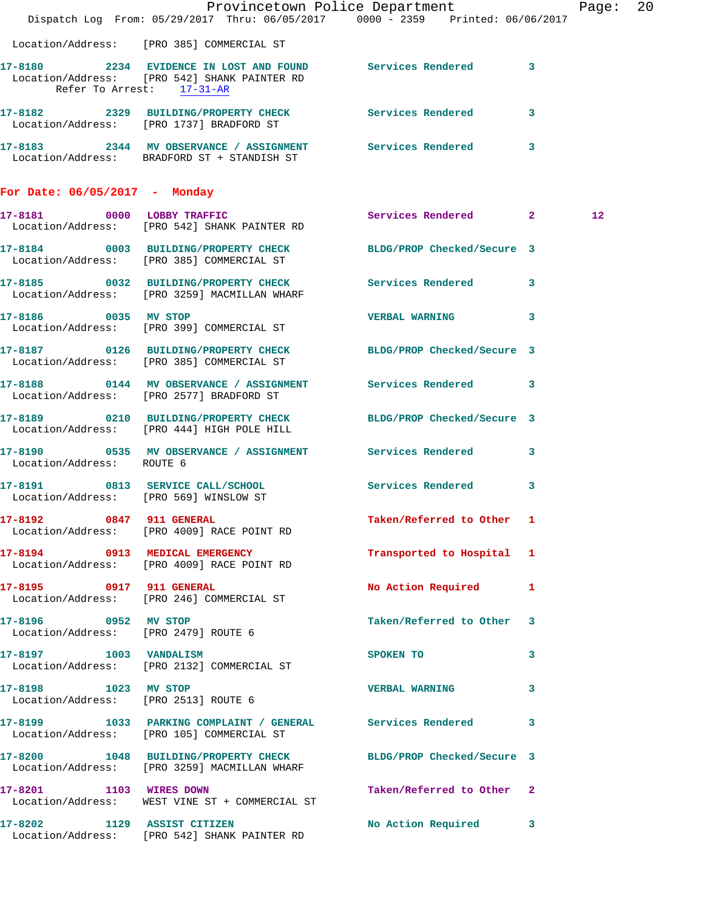Location/Address: [PRO 385] COMMERCIAL ST

**17-8180 2234 EVIDENCE IN LOST AND FOUND** Services Rendered 3
Location/Address: [PRO 542] SHANK PAINTER RD
Refer To Arrest: 17-31-AR

**17-8182 2329 BUILDING/PROPERTY CHECK** Services Rendered 3
Location/Address: [PRO 1737] BRADFORD ST

**17-8183 2344 MV OBSERVATION / ASSIGNMENT** Services Rendered 3
Location/Address: BRADFORD ST + STANDISH ST

## For Date: 06/05/2017 - Monday

**17-8181 0000 LOBBY TRAFFIC** Services Rendered 2 12
Location/Address: [PRO 542] SHANK PAINTER RD

**17-8184 0003 BUILDING/PROPERTY CHECK** BLDG/PROP Checked/Secure 3
Location/Address: [PRO 385] COMMERCIAL ST

**17-8185 0032 BUILDING/PROPERTY CHECK** Services Rendered 3
Location/Address: [PRO 3259] MACMILLAN WHARF

**17-8186 0035 MV STOP** VERBAL WARNING 3
Location/Address: [PRO 399] COMMERCIAL ST

**17-8187 0126 BUILDING/PROPERTY CHECK** BLDG/PROP Checked/Secure 3
Location/Address: [PRO 385] COMMERCIAL ST

**17-8188 0144 MV OBSERVATION / ASSIGNMENT** Services Rendered 3
Location/Address: [PRO 2577] BRADFORD ST

**17-8189 0210 BUILDING/PROPERTY CHECK** BLDG/PROP Checked/Secure 3
Location/Address: [PRO 444] HIGH POLE HILL

**17-8190 0535 MV OBSERVATION / ASSIGNMENT** Services Rendered 3
Location/Address: ROUTE 6

**17-8191 0813 SERVICE CALL/SCHOOL** Services Rendered 3
Location/Address: [PRO 569] WINSLOW ST

**17-8192 0847 911 GENERAL** Taken/Referred to Other 1
Location/Address: [PRO 4009] RACE POINT RD

**17-8194 0913 MEDICAL EMERGENCY** Transported to Hospital 1
Location/Address: [PRO 4009] RACE POINT RD

**17-8195 0917 911 GENERAL** No Action Required 1
Location/Address: [PRO 246] COMMERCIAL ST

**17-8196 0952 MV STOP** Taken/Referred to Other 3
Location/Address: [PRO 2479] ROUTE 6

**17-8197 1003 VANDALISM** SPOKEN TO 3
Location/Address: [PRO 2132] COMMERCIAL ST

**17-8198 1023 MV STOP** VERBAL WARNING 3
Location/Address: [PRO 2513] ROUTE 6

**17-8199 1033 PARKING COMPLAINT / GENERAL** Services Rendered 3
Location/Address: [PRO 105] COMMERCIAL ST

**17-8200 1048 BUILDING/PROPERTY CHECK** BLDG/PROP Checked/Secure 3
Location/Address: [PRO 3259] MACMILLAN WHARF

**17-8201 1103 WIRES DOWN** Taken/Referred to Other 2
Location/Address: WEST VINE ST + COMMERCIAL ST

**17-8202 1129 ASSIST CITIZEN** No Action Required 3
Location/Address: [PRO 542] SHANK PAINTER RD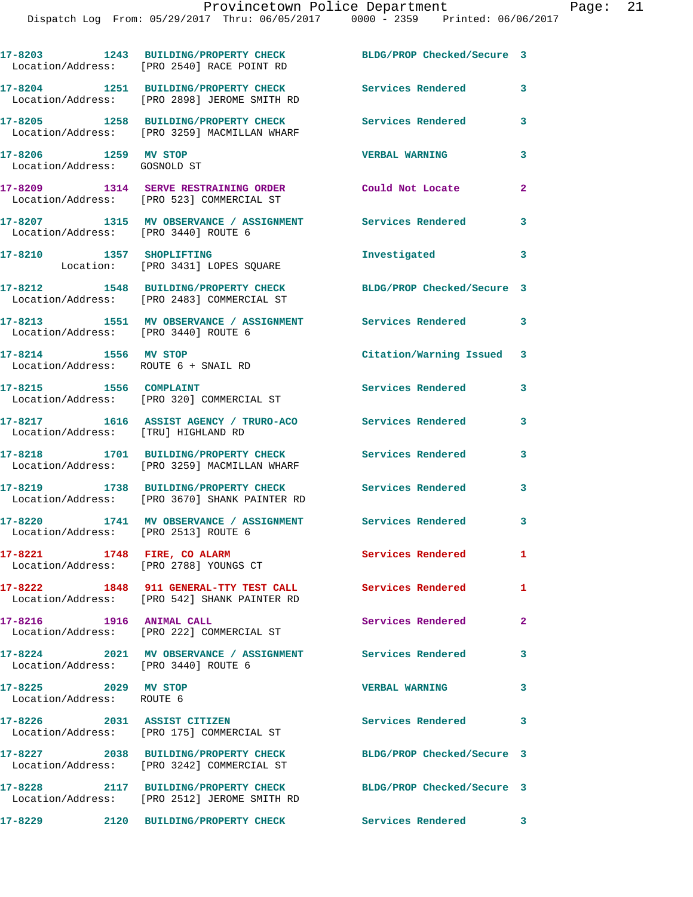17-8203 1243 BUILDING/PROPERTY CHECK BLDG/PROP Checked/Secure 3
Location/Address: [PRO 2540] RACE POINT RD

17-8204 1251 BUILDING/PROPERTY CHECK Services Rendered 3
Location/Address: [PRO 2898] JEROME SMITH RD

17-8205 1258 BUILDING/PROPERTY CHECK Services Rendered 3
Location/Address: [PRO 3259] MACMILLAN WHARF

17-8206 1259 MV STOP VERBAL WARNING 3
Location/Address: GOSNOLD ST

17-8209 1314 SERVE RESTRAINING ORDER Could Not Locate 2
Location/Address: [PRO 523] COMMERCIAL ST

17-8207 1315 MV OBSERVANCE / ASSIGNMENT Services Rendered 3
Location/Address: [PRO 3440] ROUTE 6

17-8210 1357 SHOPLIFTING Investigated 3
Location: [PRO 3431] LOPES SQUARE

17-8212 1548 BUILDING/PROPERTY CHECK BLDG/PROP Checked/Secure 3
Location/Address: [PRO 2483] COMMERCIAL ST

17-8213 1551 MV OBSERVANCE / ASSIGNMENT Services Rendered 3
Location/Address: [PRO 3440] ROUTE 6

17-8214 1556 MV STOP Citation/Warning Issued 3
Location/Address: ROUTE 6 + SNAIL RD

17-8215 1556 COMPLAINT Services Rendered 3
Location/Address: [PRO 320] COMMERCIAL ST

17-8217 1616 ASSIST AGENCY / TRURO-ACO Services Rendered 3
Location/Address: [TRU] HIGHLAND RD

17-8218 1701 BUILDING/PROPERTY CHECK Services Rendered 3
Location/Address: [PRO 3259] MACMILLAN WHARF

17-8219 1738 BUILDING/PROPERTY CHECK Services Rendered 3
Location/Address: [PRO 3670] SHANK PAINTER RD

17-8220 1741 MV OBSERVANCE / ASSIGNMENT Services Rendered 3
Location/Address: [PRO 2513] ROUTE 6

17-8221 1748 FIRE, CO ALARM Services Rendered 1
Location/Address: [PRO 2788] YOUNGS CT

17-8222 1848 911 GENERAL-TTY TEST CALL Services Rendered 1
Location/Address: [PRO 542] SHANK PAINTER RD

17-8216 1916 ANIMAL CALL Services Rendered 2
Location/Address: [PRO 222] COMMERCIAL ST

17-8224 2021 MV OBSERVANCE / ASSIGNMENT Services Rendered 3
Location/Address: [PRO 3440] ROUTE 6

17-8225 2029 MV STOP VERBAL WARNING 3
Location/Address: ROUTE 6

17-8226 2031 ASSIST CITIZEN Services Rendered 3
Location/Address: [PRO 175] COMMERCIAL ST

17-8227 2038 BUILDING/PROPERTY CHECK BLDG/PROP Checked/Secure 3
Location/Address: [PRO 3242] COMMERCIAL ST

17-8228 2117 BUILDING/PROPERTY CHECK BLDG/PROP Checked/Secure 3
Location/Address: [PRO 2512] JEROME SMITH RD

17-8229 2120 BUILDING/PROPERTY CHECK Services Rendered 3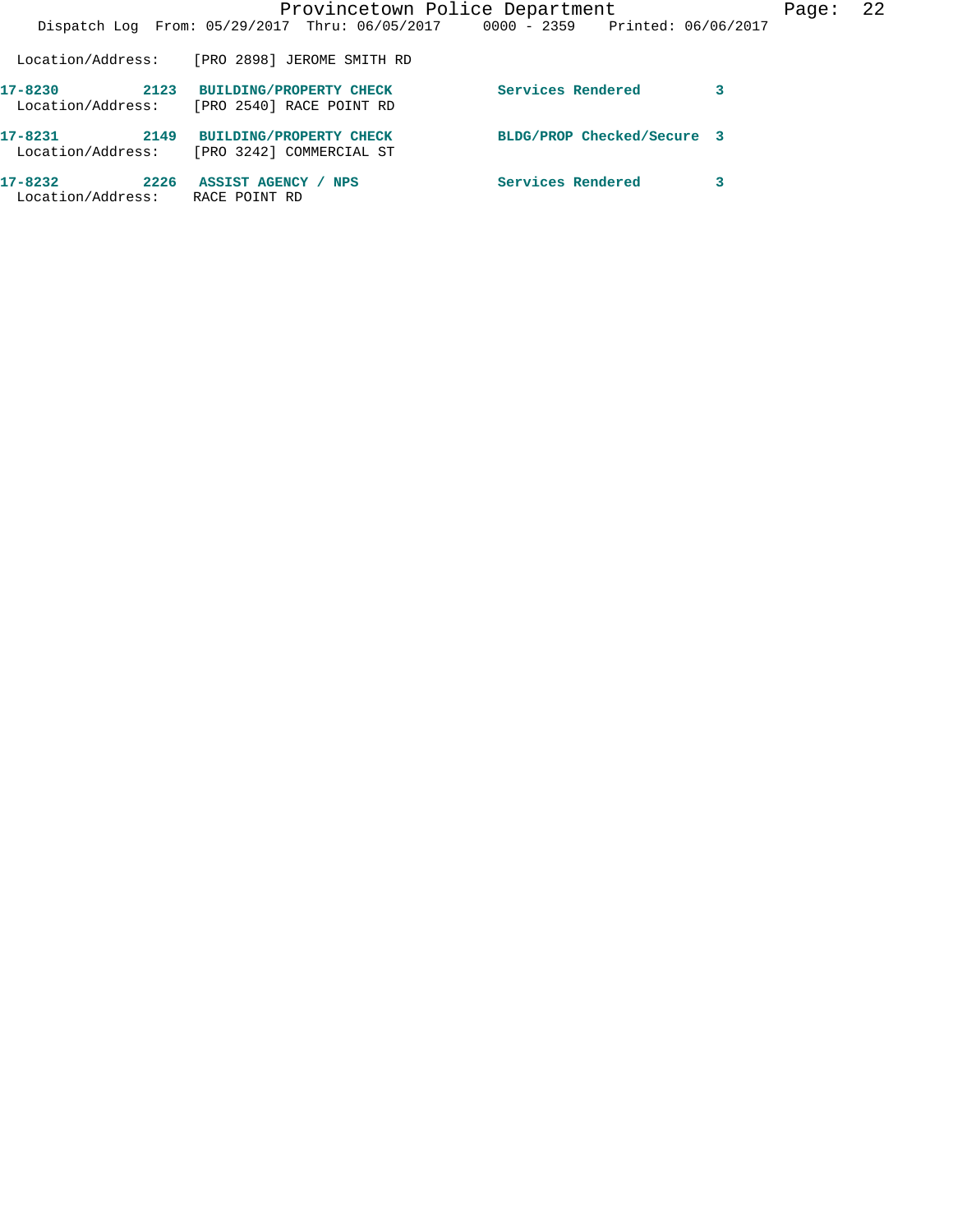Location/Address: [PRO 2898] JEROME SMITH RD

**17-8230** 2123 **BUILDING/PROPERTY CHECK** Services Rendered 3
Location/Address: [PRO 2540] RACE POINT RD

**17-8231** 2149 **BUILDING/PROPERTY CHECK** BLDG/PROP Checked/Secure 3
Location/Address: [PRO 3242] COMMERCIAL ST

**17-8232** 2226 **ASSIST AGENCY / NPS** Services Rendered 3
Location/Address: RACE POINT RD